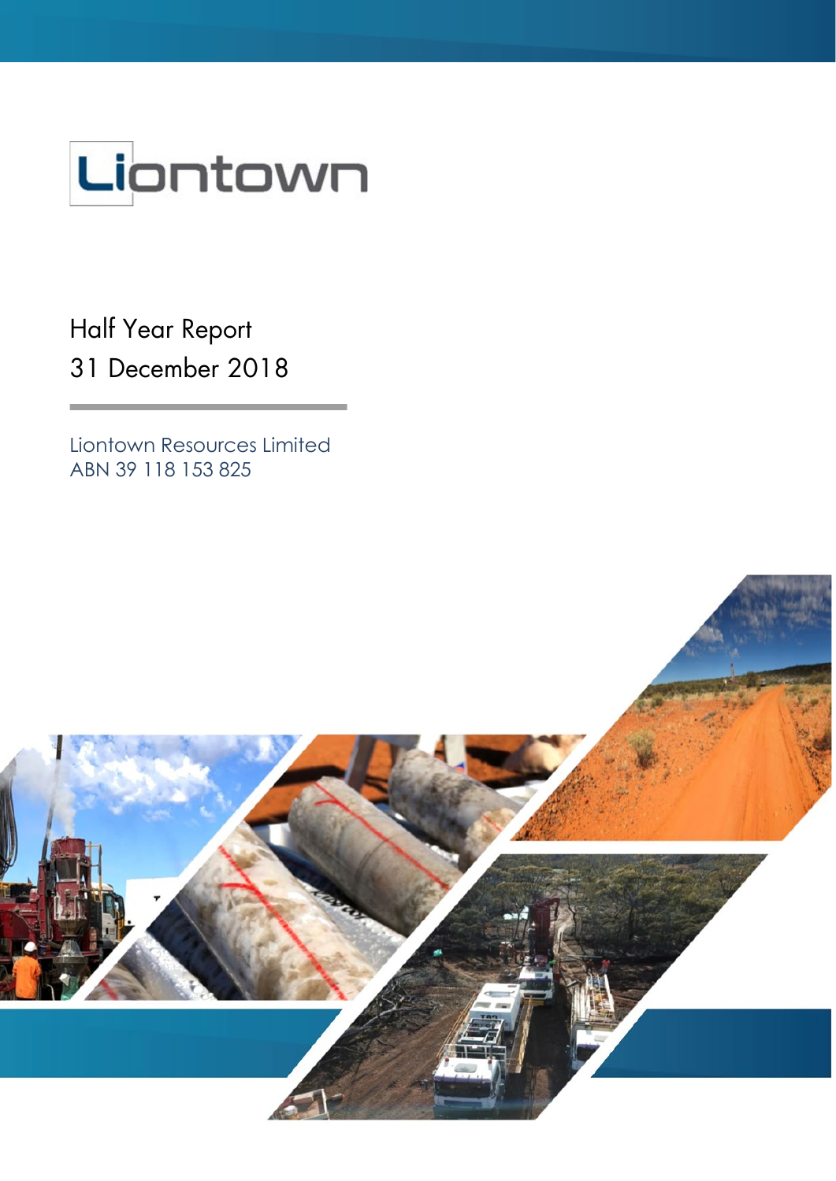# Liontown

## Half Year Report
## 31 December 2018

Liontown Resources Limited
ABN 39 118 153 825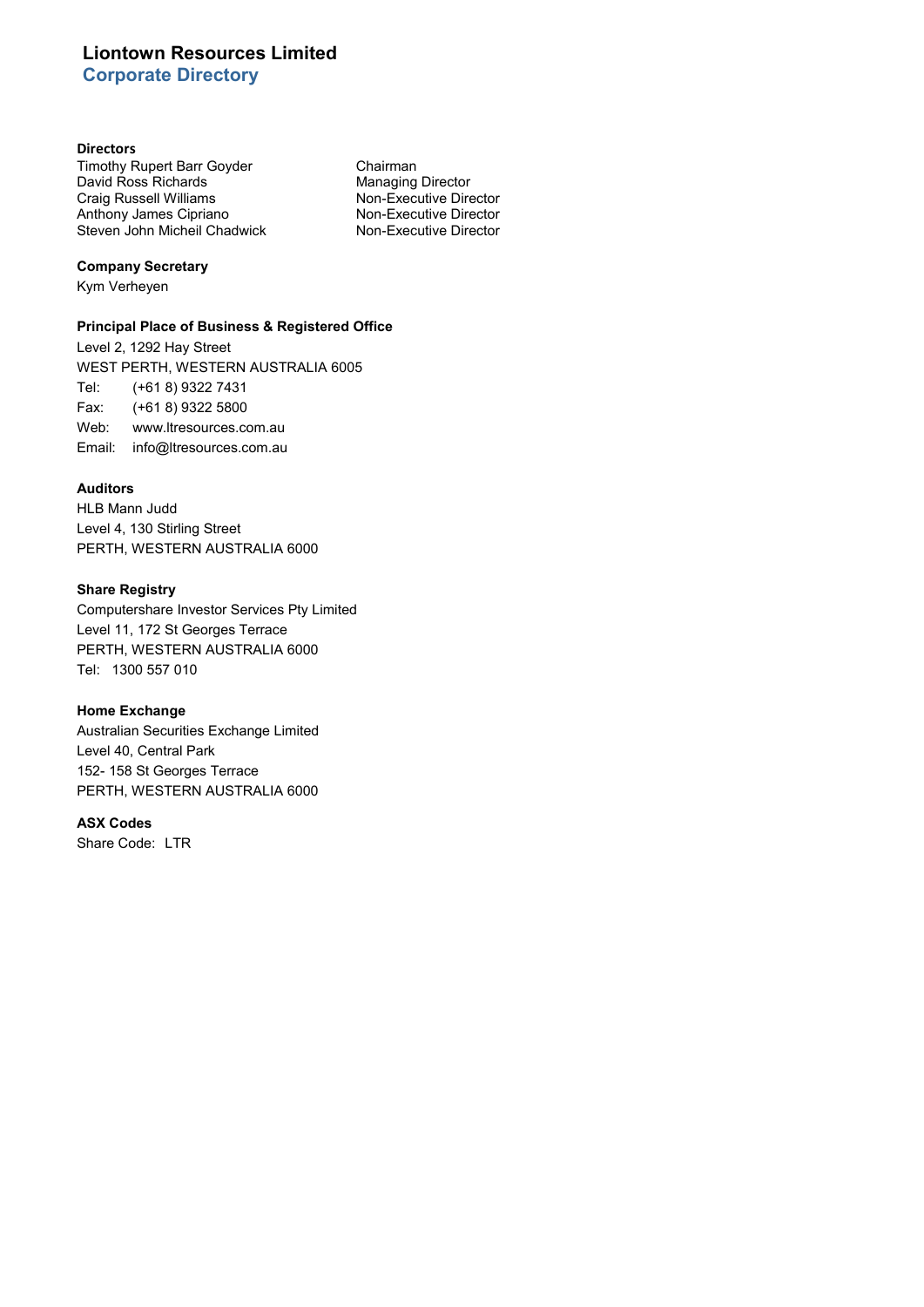# Liontown Resources Limited
## Corporate Directory

**Directors**

| | |
|---|---|
| Timothy Rupert Barr Goyder | Chairman |
| David Ross Richards | Managing Director |
| Craig Russell Williams | Non-Executive Director |
| Anthony James Cipriano | Non-Executive Director |
| Steven John Micheil Chadwick | Non-Executive Director |

**Company Secretary**

Kym Verheyen

**Principal Place of Business & Registered Office**

Level 2, 1292 Hay Street
WEST PERTH, WESTERN AUSTRALIA 6005
Tel: (+61 8) 9322 7431
Fax: (+61 8) 9322 5800
Web: www.ltresources.com.au
Email: info@ltresources.com.au

**Auditors**

HLB Mann Judd
Level 4, 130 Stirling Street
PERTH, WESTERN AUSTRALIA 6000

**Share Registry**

Computershare Investor Services Pty Limited
Level 11, 172 St Georges Terrace
PERTH, WESTERN AUSTRALIA 6000
Tel: 1300 557 010

**Home Exchange**

Australian Securities Exchange Limited
Level 40, Central Park
152- 158 St Georges Terrace
PERTH, WESTERN AUSTRALIA 6000

**ASX Codes**

Share Code: LTR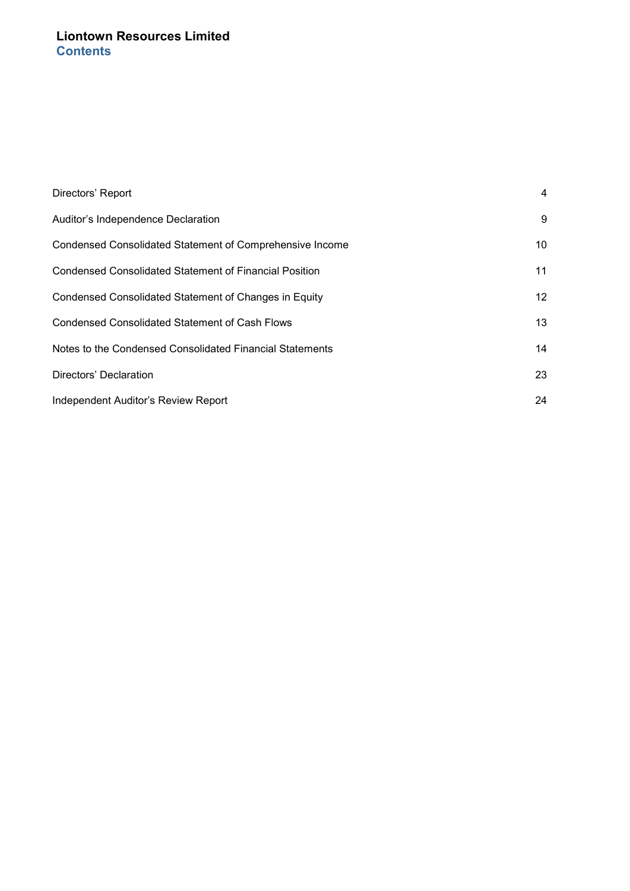# Liontown Resources Limited
## Contents

| | |
|---|---|
| Directors' Report | 4 |
| Auditor's Independence Declaration | 9 |
| Condensed Consolidated Statement of Comprehensive Income | 10 |
| Condensed Consolidated Statement of Financial Position | 11 |
| Condensed Consolidated Statement of Changes in Equity | 12 |
| Condensed Consolidated Statement of Cash Flows | 13 |
| Notes to the Condensed Consolidated Financial Statements | 14 |
| Directors' Declaration | 23 |
| Independent Auditor's Review Report | 24 |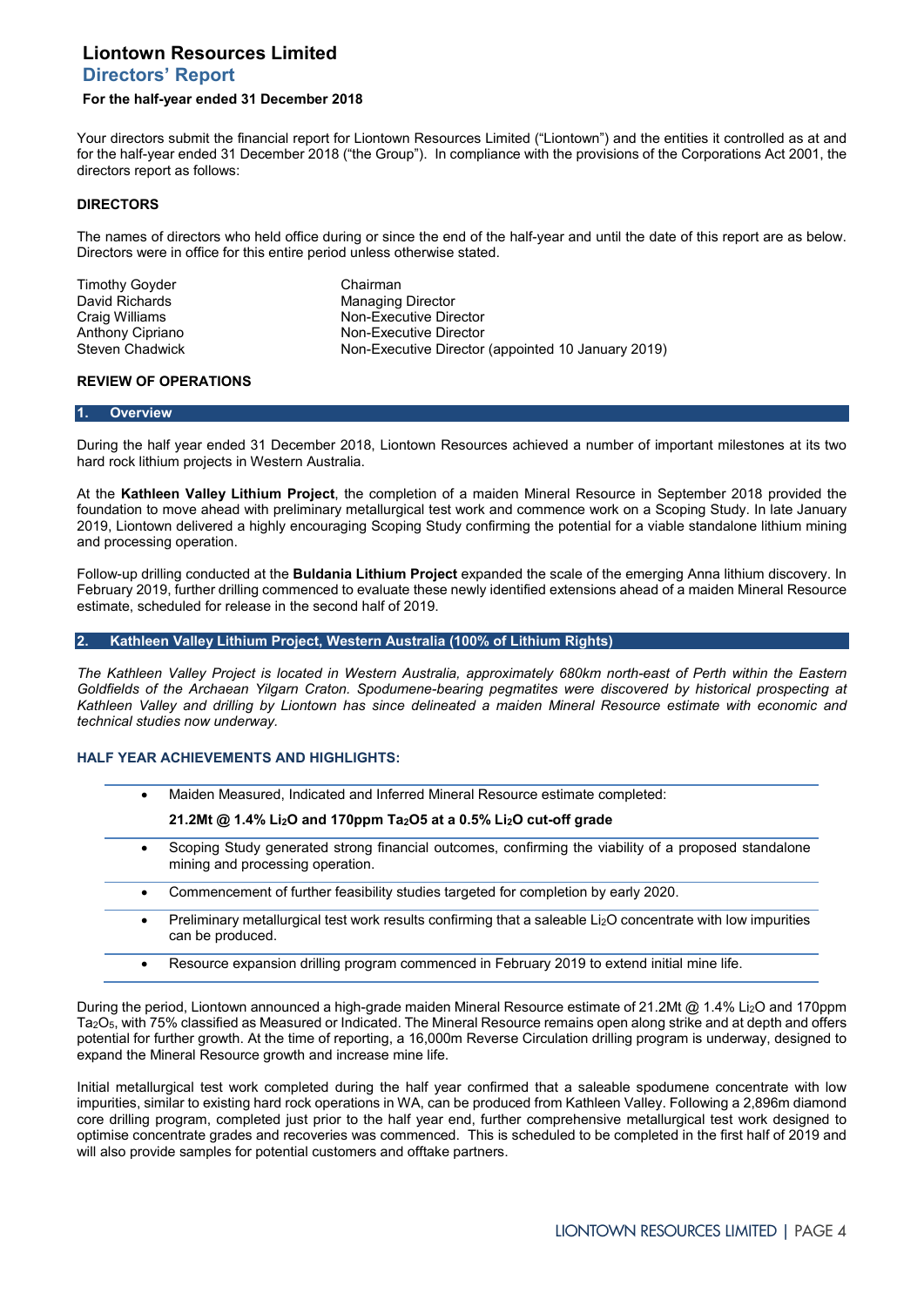# Liontown Resources Limited

## Directors' Report

**For the half-year ended 31 December 2018**

Your directors submit the financial report for Liontown Resources Limited ("Liontown") and the entities it controlled as at and for the half-year ended 31 December 2018 ("the Group"). In compliance with the provisions of the Corporations Act 2001, the directors report as follows:

**DIRECTORS**

The names of directors who held office during or since the end of the half-year and until the date of this report are as below. Directors were in office for this entire period unless otherwise stated.

| | |
|---|---|
| Timothy Goyder | Chairman |
| David Richards | Managing Director |
| Craig Williams | Non-Executive Director |
| Anthony Cipriano | Non-Executive Director |
| Steven Chadwick | Non-Executive Director (appointed 10 January 2019) |

**REVIEW OF OPERATIONS**

### 1. Overview

During the half year ended 31 December 2018, Liontown Resources achieved a number of important milestones at its two hard rock lithium projects in Western Australia.

At the **Kathleen Valley Lithium Project**, the completion of a maiden Mineral Resource in September 2018 provided the foundation to move ahead with preliminary metallurgical test work and commence work on a Scoping Study. In late January 2019, Liontown delivered a highly encouraging Scoping Study confirming the potential for a viable standalone lithium mining and processing operation.

Follow-up drilling conducted at the **Buldania Lithium Project** expanded the scale of the emerging Anna lithium discovery. In February 2019, further drilling commenced to evaluate these newly identified extensions ahead of a maiden Mineral Resource estimate, scheduled for release in the second half of 2019.

### 2. Kathleen Valley Lithium Project, Western Australia (100% of Lithium Rights)

*The Kathleen Valley Project is located in Western Australia, approximately 680km north-east of Perth within the Eastern Goldfields of the Archaean Yilgarn Craton. Spodumene-bearing pegmatites were discovered by historical prospecting at Kathleen Valley and drilling by Liontown has since delineated a maiden Mineral Resource estimate with economic and technical studies now underway.*

**HALF YEAR ACHIEVEMENTS AND HIGHLIGHTS:**

- Maiden Measured, Indicated and Inferred Mineral Resource estimate completed:

  **21.2Mt @ 1.4% $Li_2O$ and 170ppm $Ta_2O5$ at a 0.5% $Li_2O$ cut-off grade**
- Scoping Study generated strong financial outcomes, confirming the viability of a proposed standalone mining and processing operation.
- Commencement of further feasibility studies targeted for completion by early 2020.
- Preliminary metallurgical test work results confirming that a saleable $Li_2O$ concentrate with low impurities can be produced.
- Resource expansion drilling program commenced in February 2019 to extend initial mine life.

During the period, Liontown announced a high-grade maiden Mineral Resource estimate of 21.2Mt @ 1.4% $Li_2O$ and 170ppm $Ta_2O_5$, with 75% classified as Measured or Indicated. The Mineral Resource remains open along strike and at depth and offers potential for further growth. At the time of reporting, a 16,000m Reverse Circulation drilling program is underway, designed to expand the Mineral Resource growth and increase mine life.

Initial metallurgical test work completed during the half year confirmed that a saleable spodumene concentrate with low impurities, similar to existing hard rock operations in WA, can be produced from Kathleen Valley. Following a 2,896m diamond core drilling program, completed just prior to the half year end, further comprehensive metallurgical test work designed to optimise concentrate grades and recoveries was commenced. This is scheduled to be completed in the first half of 2019 and will also provide samples for potential customers and offtake partners.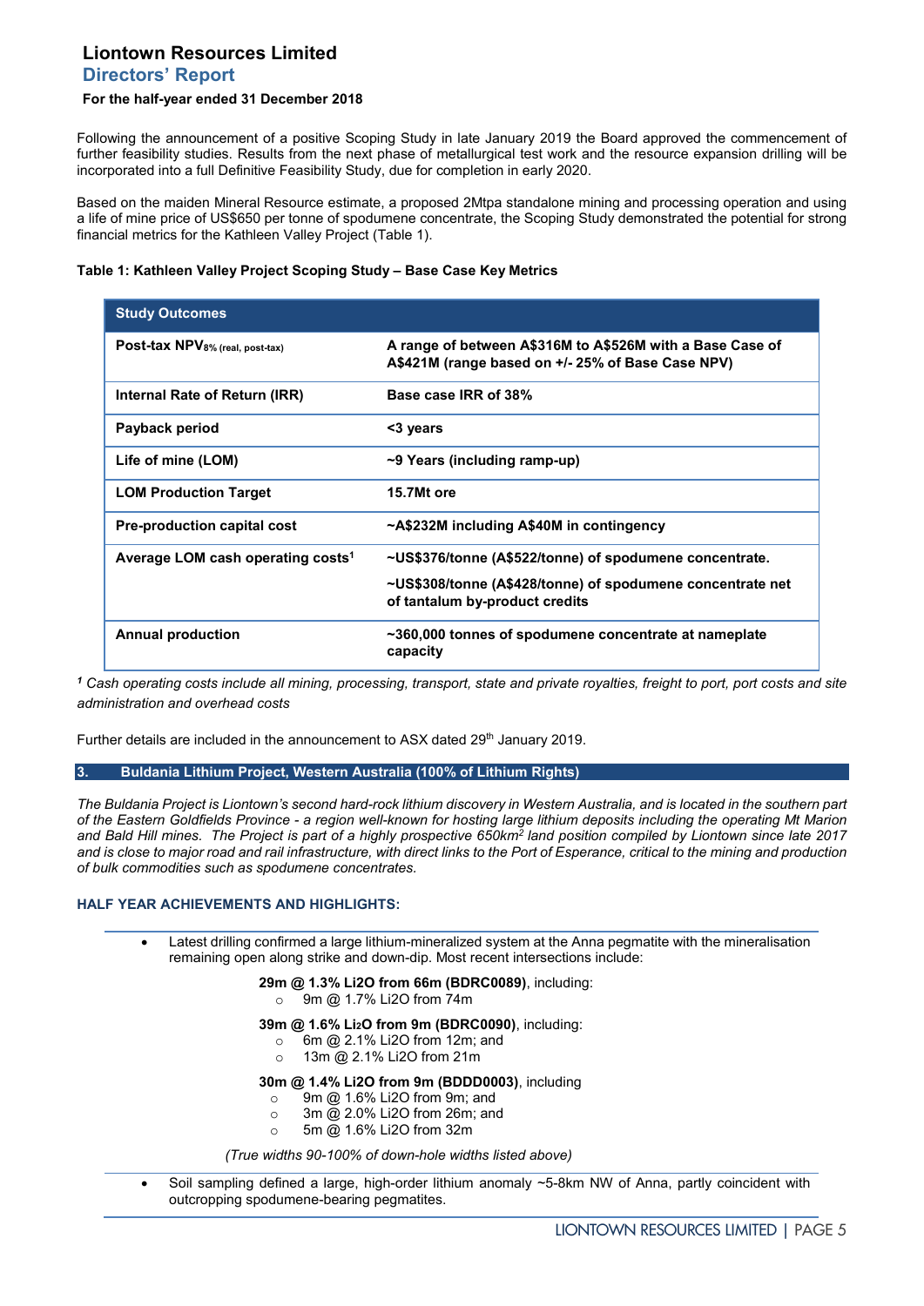Following the announcement of a positive Scoping Study in late January 2019 the Board approved the commencement of further feasibility studies. Results from the next phase of metallurgical test work and the resource expansion drilling will be incorporated into a full Definitive Feasibility Study, due for completion in early 2020.

Based on the maiden Mineral Resource estimate, a proposed 2Mtpa standalone mining and processing operation and using a life of mine price of US$650 per tonne of spodumene concentrate, the Scoping Study demonstrated the potential for strong financial metrics for the Kathleen Valley Project (Table 1).

**Table 1: Kathleen Valley Project Scoping Study – Base Case Key Metrics**

| Study Outcomes | |
|---|---|
| **Post-tax $NPV_{8\%}$ (real, post-tax)** | **A range of between A$316M to A$526M with a Base Case of A$421M (range based on +/- 25% of Base Case NPV)** |
| **Internal Rate of Return (IRR)** | **Base case IRR of 38%** |
| **Payback period** | **<3 years** |
| **Life of mine (LOM)** | **~9 Years (including ramp-up)** |
| **LOM Production Target** | **15.7Mt ore** |
| **Pre-production capital cost** | **~A$232M including A$40M in contingency** |
| **Average LOM cash operating costs[1]** | **~US$376/tonne (A$522/tonne) of spodumene concentrate.** <br> **~US$308/tonne (A$428/tonne) of spodumene concentrate net of tantalum by-product credits** |
| **Annual production** | **~360,000 tonnes of spodumene concentrate at nameplate capacity** |

*[1] Cash operating costs include all mining, processing, transport, state and private royalties, freight to port, port costs and site administration and overhead costs*

Further details are included in the announcement to ASX dated 29th January 2019.

## 3. Buldania Lithium Project, Western Australia (100% of Lithium Rights)

*The Buldania Project is Liontown's second hard-rock lithium discovery in Western Australia, and is located in the southern part of the Eastern Goldfields Province - a region well-known for hosting large lithium deposits including the operating Mt Marion and Bald Hill mines. The Project is part of a highly prospective 650km² land position compiled by Liontown since late 2017 and is close to major road and rail infrastructure, with direct links to the Port of Esperance, critical to the mining and production of bulk commodities such as spodumene concentrates.*

### HALF YEAR ACHIEVEMENTS AND HIGHLIGHTS:

- Latest drilling confirmed a large lithium-mineralized system at the Anna pegmatite with the mineralisation remaining open along strike and down-dip. Most recent intersections include:

  **29m @ 1.3% $Li_2O$ from 66m (BDRC0089)**, including:
  - 9m @ 1.7% $Li_2O$ from 74m

  **39m @ 1.6% $Li_2O$ from 9m (BDRC0090)**, including:
  - 6m @ 2.1% $Li_2O$ from 12m; and
  - 13m @ 2.1% $Li_2O$ from 21m

  **30m @ 1.4% $Li_2O$ from 9m (BDDD0003)**, including
  - 9m @ 1.6% $Li_2O$ from 9m; and
  - 3m @ 2.0% $Li_2O$ from 26m; and
  - 5m @ 1.6% $Li_2O$ from 32m

  *(True widths 90-100% of down-hole widths listed above)*

- Soil sampling defined a large, high-order lithium anomaly ~5-8km NW of Anna, partly coincident with outcropping spodumene-bearing pegmatites.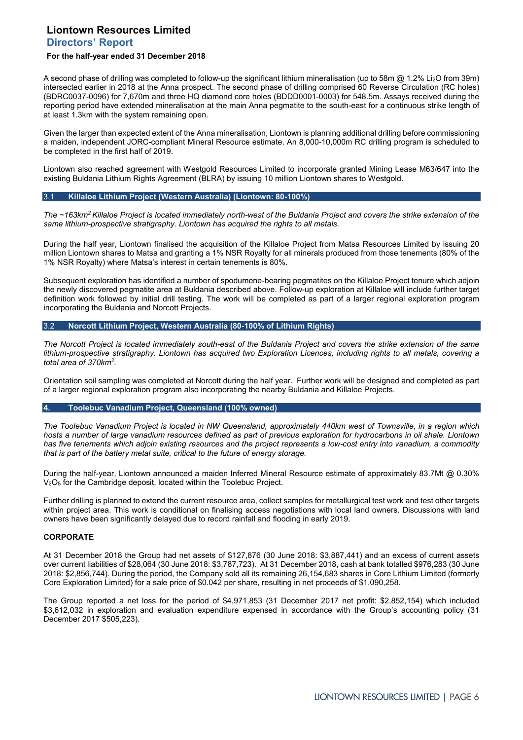A second phase of drilling was completed to follow-up the significant lithium mineralisation (up to 58m @ 1.2% $Li_2O$ from 39m) intersected earlier in 2018 at the Anna prospect. The second phase of drilling comprised 60 Reverse Circulation (RC holes) (BDRC0037-0096) for 7,670m and three HQ diamond core holes (BDDD0001-0003) for 548.5m. Assays received during the reporting period have extended mineralisation at the main Anna pegmatite to the south-east for a continuous strike length of at least 1.3km with the system remaining open.

Given the larger than expected extent of the Anna mineralisation, Liontown is planning additional drilling before commissioning a maiden, independent JORC-compliant Mineral Resource estimate. An 8,000-10,000m RC drilling program is scheduled to be completed in the first half of 2019.

Liontown also reached agreement with Westgold Resources Limited to incorporate granted Mining Lease M63/647 into the existing Buldania Lithium Rights Agreement (BLRA) by issuing 10 million Liontown shares to Westgold.

## 3.1 Killaloe Lithium Project (Western Australia) (Liontown: 80-100%)

*The ~163km² Killaloe Project is located immediately north-west of the Buldania Project and covers the strike extension of the same lithium-prospective stratigraphy. Liontown has acquired the rights to all metals.*

During the half year, Liontown finalised the acquisition of the Killaloe Project from Matsa Resources Limited by issuing 20 million Liontown shares to Matsa and granting a 1% NSR Royalty for all minerals produced from those tenements (80% of the 1% NSR Royalty) where Matsa's interest in certain tenements is 80%.

Subsequent exploration has identified a number of spodumene-bearing pegmatites on the Killaloe Project tenure which adjoin the newly discovered pegmatite area at Buldania described above. Follow-up exploration at Killaloe will include further target definition work followed by initial drill testing. The work will be completed as part of a larger regional exploration program incorporating the Buldania and Norcott Projects.

## 3.2 Norcott Lithium Project, Western Australia (80-100% of Lithium Rights)

*The Norcott Project is located immediately south-east of the Buldania Project and covers the strike extension of the same lithium-prospective stratigraphy. Liontown has acquired two Exploration Licences, including rights to all metals, covering a total area of 370km².*

Orientation soil sampling was completed at Norcott during the half year. Further work will be designed and completed as part of a larger regional exploration program also incorporating the nearby Buldania and Killaloe Projects.

## 4. Toolebuc Vanadium Project, Queensland (100% owned)

*The Toolebuc Vanadium Project is located in NW Queensland, approximately 440km west of Townsville, in a region which hosts a number of large vanadium resources defined as part of previous exploration for hydrocarbons in oil shale. Liontown has five tenements which adjoin existing resources and the project represents a low-cost entry into vanadium, a commodity that is part of the battery metal suite, critical to the future of energy storage.*

During the half-year, Liontown announced a maiden Inferred Mineral Resource estimate of approximately 83.7Mt @ 0.30% $V_2O_5$ for the Cambridge deposit, located within the Toolebuc Project.

Further drilling is planned to extend the current resource area, collect samples for metallurgical test work and test other targets within project area. This work is conditional on finalising access negotiations with local land owners. Discussions with land owners have been significantly delayed due to record rainfall and flooding in early 2019.

### CORPORATE

At 31 December 2018 the Group had net assets of $127,876 (30 June 2018: $3,887,441) and an excess of current assets over current liabilities of $28,064 (30 June 2018: $3,787,723). At 31 December 2018, cash at bank totalled $976,283 (30 June 2018: $2,856,744). During the period, the Company sold all its remaining 26,154,683 shares in Core Lithium Limited (formerly Core Exploration Limited) for a sale price of $0.042 per share, resulting in net proceeds of $1,090,258.

The Group reported a net loss for the period of $4,971,853 (31 December 2017 net profit: $2,852,154) which included $3,612,032 in exploration and evaluation expenditure expensed in accordance with the Group's accounting policy (31 December 2017 $505,223).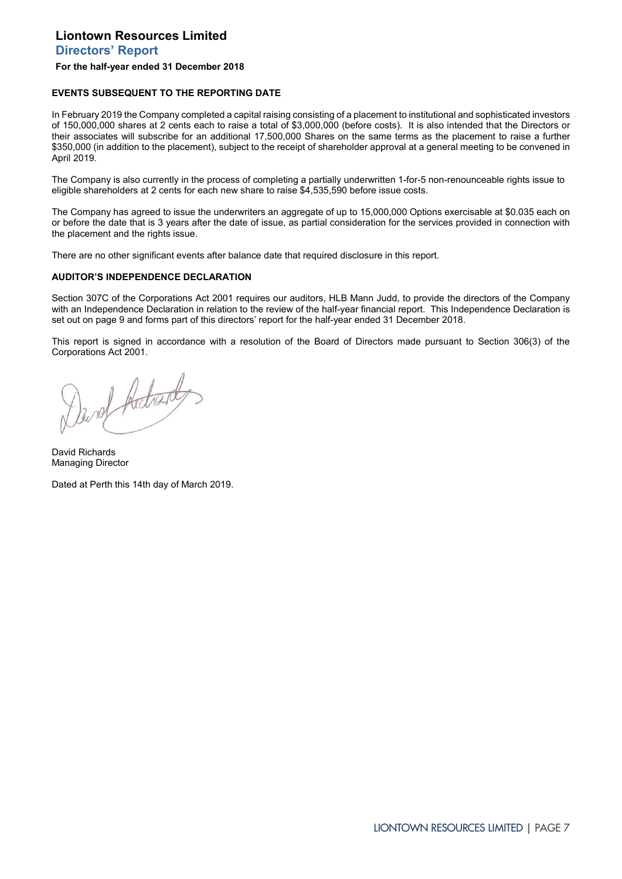# Liontown Resources Limited

## Directors' Report

**For the half-year ended 31 December 2018**

### EVENTS SUBSEQUENT TO THE REPORTING DATE

In February 2019 the Company completed a capital raising consisting of a placement to institutional and sophisticated investors of 150,000,000 shares at 2 cents each to raise a total of $3,000,000 (before costs). It is also intended that the Directors or their associates will subscribe for an additional 17,500,000 Shares on the same terms as the placement to raise a further $350,000 (in addition to the placement), subject to the receipt of shareholder approval at a general meeting to be convened in April 2019.

The Company is also currently in the process of completing a partially underwritten 1-for-5 non-renounceable rights issue to eligible shareholders at 2 cents for each new share to raise $4,535,590 before issue costs.

The Company has agreed to issue the underwriters an aggregate of up to 15,000,000 Options exercisable at $0.035 each on or before the date that is 3 years after the date of issue, as partial consideration for the services provided in connection with the placement and the rights issue.

There are no other significant events after balance date that required disclosure in this report.

### AUDITOR'S INDEPENDENCE DECLARATION

Section 307C of the Corporations Act 2001 requires our auditors, HLB Mann Judd, to provide the directors of the Company with an Independence Declaration in relation to the review of the half-year financial report. This Independence Declaration is set out on page 9 and forms part of this directors' report for the half-year ended 31 December 2018.

This report is signed in accordance with a resolution of the Board of Directors made pursuant to Section 306(3) of the Corporations Act 2001.

David Richards
Managing Director

Dated at Perth this 14th day of March 2019.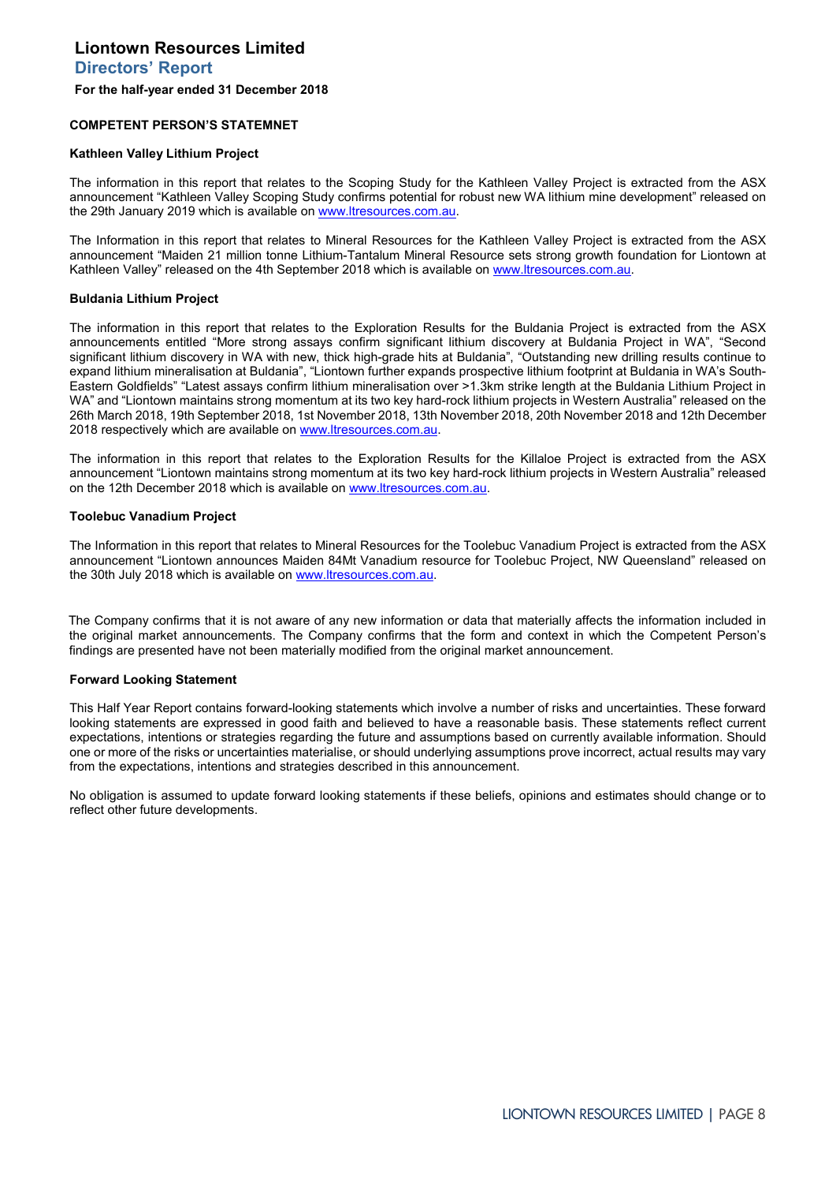# Liontown Resources Limited

## Directors' Report

**For the half-year ended 31 December 2018**

### COMPETENT PERSON'S STATEMNET

#### Kathleen Valley Lithium Project

The information in this report that relates to the Scoping Study for the Kathleen Valley Project is extracted from the ASX announcement "Kathleen Valley Scoping Study confirms potential for robust new WA lithium mine development" released on the 29th January 2019 which is available on www.ltresources.com.au.

The Information in this report that relates to Mineral Resources for the Kathleen Valley Project is extracted from the ASX announcement "Maiden 21 million tonne Lithium-Tantalum Mineral Resource sets strong growth foundation for Liontown at Kathleen Valley" released on the 4th September 2018 which is available on www.ltresources.com.au.

#### Buldania Lithium Project

The information in this report that relates to the Exploration Results for the Buldania Project is extracted from the ASX announcements entitled "More strong assays confirm significant lithium discovery at Buldania Project in WA", "Second significant lithium discovery in WA with new, thick high-grade hits at Buldania", "Outstanding new drilling results continue to expand lithium mineralisation at Buldania", "Liontown further expands prospective lithium footprint at Buldania in WA's South-Eastern Goldfields" "Latest assays confirm lithium mineralisation over >1.3km strike length at the Buldania Lithium Project in WA" and "Liontown maintains strong momentum at its two key hard-rock lithium projects in Western Australia" released on the 26th March 2018, 19th September 2018, 1st November 2018, 13th November 2018, 20th November 2018 and 12th December 2018 respectively which are available on www.ltresources.com.au.

The information in this report that relates to the Exploration Results for the Killaloe Project is extracted from the ASX announcement "Liontown maintains strong momentum at its two key hard-rock lithium projects in Western Australia" released on the 12th December 2018 which is available on www.ltresources.com.au.

#### Toolebuc Vanadium Project

The Information in this report that relates to Mineral Resources for the Toolebuc Vanadium Project is extracted from the ASX announcement "Liontown announces Maiden 84Mt Vanadium resource for Toolebuc Project, NW Queensland" released on the 30th July 2018 which is available on www.ltresources.com.au.

The Company confirms that it is not aware of any new information or data that materially affects the information included in the original market announcements. The Company confirms that the form and context in which the Competent Person's findings are presented have not been materially modified from the original market announcement.

#### Forward Looking Statement

This Half Year Report contains forward-looking statements which involve a number of risks and uncertainties. These forward looking statements are expressed in good faith and believed to have a reasonable basis. These statements reflect current expectations, intentions or strategies regarding the future and assumptions based on currently available information. Should one or more of the risks or uncertainties materialise, or should underlying assumptions prove incorrect, actual results may vary from the expectations, intentions and strategies described in this announcement.

No obligation is assumed to update forward looking statements if these beliefs, opinions and estimates should change or to reflect other future developments.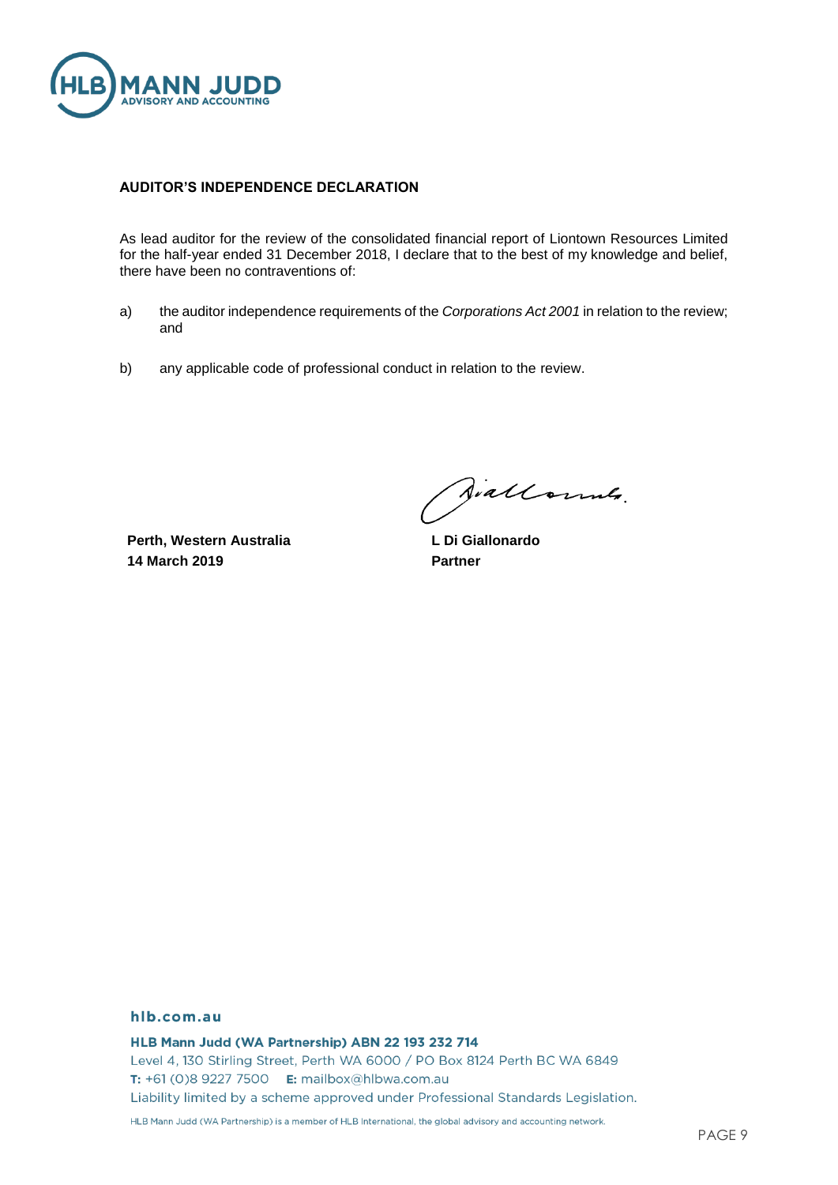**AUDITOR'S INDEPENDENCE DECLARATION**

As lead auditor for the review of the consolidated financial report of Liontown Resources Limited for the half-year ended 31 December 2018, I declare that to the best of my knowledge and belief, there have been no contraventions of:

a) the auditor independence requirements of the *Corporations Act 2001* in relation to the review; and

b) any applicable code of professional conduct in relation to the review.

**Perth, Western Australia**
**14 March 2019**

**L Di Giallonardo**
**Partner**

**hlb.com.au**

**HLB Mann Judd (WA Partnership) ABN 22 193 232 714**
Level 4, 130 Stirling Street, Perth WA 6000 / PO Box 8124 Perth BC WA 6849
**T:** +61 (0)8 9227 7500 **E:** mailbox@hlbwa.com.au
Liability limited by a scheme approved under Professional Standards Legislation.

HLB Mann Judd (WA Partnership) is a member of HLB International, the global advisory and accounting network.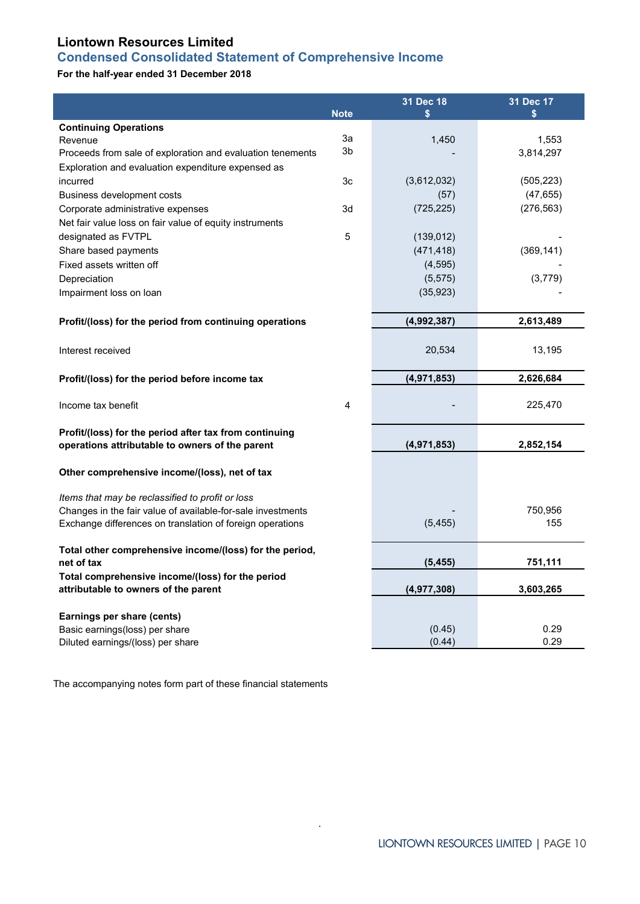# Liontown Resources Limited

## Condensed Consolidated Statement of Comprehensive Income

**For the half-year ended 31 December 2018**

| | Note | 31 Dec 18<br>$ | 31 Dec 17<br>$ |
|---|---|---|---|
| **Continuing Operations** | | | |
| Revenue | 3a | 1,450 | 1,553 |
| Proceeds from sale of exploration and evaluation tenements | 3b | - | 3,814,297 |
| Exploration and evaluation expenditure expensed as incurred | 3c | (3,612,032) | (505,223) |
| Business development costs | | (57) | (47,655) |
| Corporate administrative expenses | 3d | (725,225) | (276,563) |
| Net fair value loss on fair value of equity instruments designated as FVTPL | 5 | (139,012) | - |
| Share based payments | | (471,418) | (369,141) |
| Fixed assets written off | | (4,595) | - |
| Depreciation | | (5,575) | (3,779) |
| Impairment loss on loan | | (35,923) | - |
| **Profit/(loss) for the period from continuing operations** | | **(4,992,387)** | **2,613,489** |
| Interest received | | 20,534 | 13,195 |
| **Profit/(loss) for the period before income tax** | | **(4,971,853)** | **2,626,684** |
| Income tax benefit | 4 | - | 225,470 |
| **Profit/(loss) for the period after tax from continuing operations attributable to owners of the parent** | | **(4,971,853)** | **2,852,154** |
| **Other comprehensive income/(loss), net of tax** | | | |
| *Items that may be reclassified to profit or loss* | | | |
| Changes in the fair value of available-for-sale investments | | - | 750,956 |
| Exchange differences on translation of foreign operations | | (5,455) | 155 |
| **Total other comprehensive income/(loss) for the period, net of tax** | | **(5,455)** | **751,111** |
| **Total comprehensive income/(loss) for the period attributable to owners of the parent** | | **(4,977,308)** | **3,603,265** |
| **Earnings per share (cents)** | | | |
| Basic earnings(loss) per share | | (0.45) | 0.29 |
| Diluted earnings/(loss) per share | | (0.44) | 0.29 |

The accompanying notes form part of these financial statements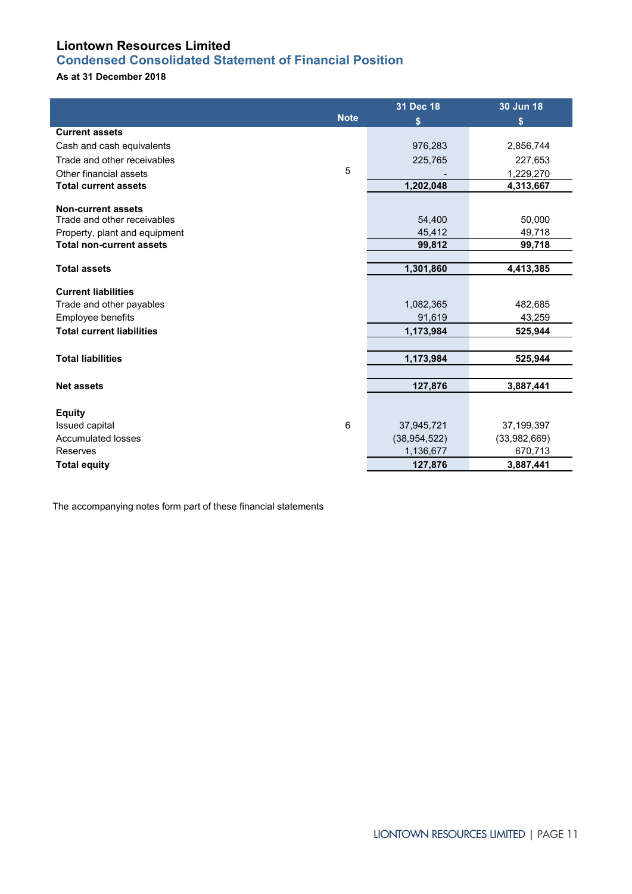# Liontown Resources Limited

## Condensed Consolidated Statement of Financial Position

**As at 31 December 2018**

| | Note | 31 Dec 18 $ | 30 Jun 18 $ |
|---|---|---|---|
| **Current assets** | | | |
| Cash and cash equivalents | | 976,283 | 2,856,744 |
| Trade and other receivables | | 225,765 | 227,653 |
| Other financial assets | 5 | - | 1,229,270 |
| **Total current assets** | | **1,202,048** | **4,313,667** |
| | | | |
| **Non-current assets** | | | |
| Trade and other receivables | | 54,400 | 50,000 |
| Property, plant and equipment | | 45,412 | 49,718 |
| **Total non-current assets** | | **99,812** | **99,718** |
| | | | |
| **Total assets** | | **1,301,860** | **4,413,385** |
| | | | |
| **Current liabilities** | | | |
| Trade and other payables | | 1,082,365 | 482,685 |
| Employee benefits | | 91,619 | 43,259 |
| **Total current liabilities** | | **1,173,984** | **525,944** |
| | | | |
| **Total liabilities** | | **1,173,984** | **525,944** |
| | | | |
| **Net assets** | | **127,876** | **3,887,441** |
| | | | |
| **Equity** | | | |
| Issued capital | 6 | 37,945,721 | 37,199,397 |
| Accumulated losses | | (38,954,522) | (33,982,669) |
| Reserves | | 1,136,677 | 670,713 |
| **Total equity** | | **127,876** | **3,887,441** |

The accompanying notes form part of these financial statements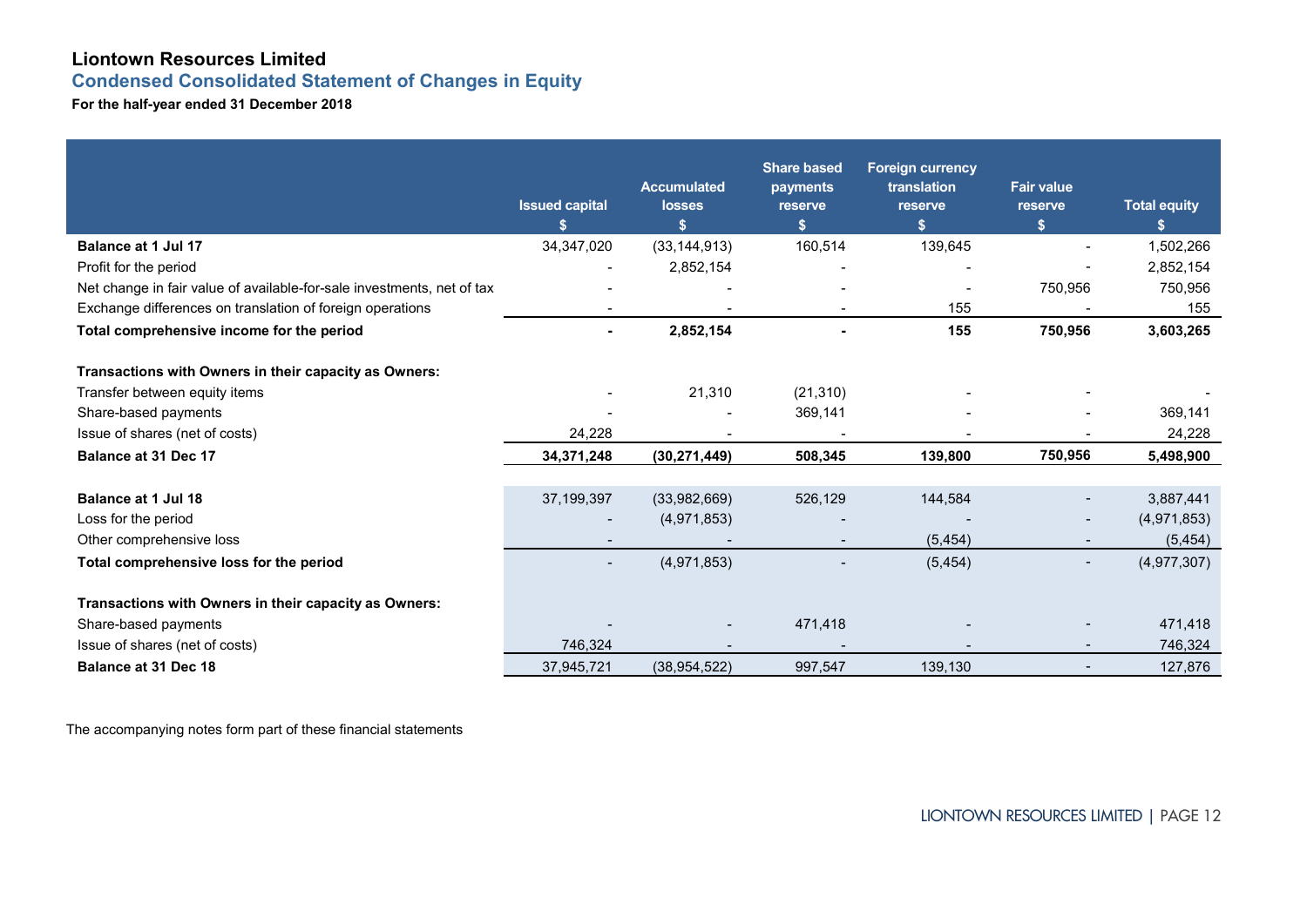# Liontown Resources Limited

## Condensed Consolidated Statement of Changes in Equity

**For the half-year ended 31 December 2018**

| | Issued capital $ | Accumulated losses $ | Share based payments reserve $ | Foreign currency translation reserve $ | Fair value reserve $ | Total equity $ |
|---|---|---|---|---|---|---|
| **Balance at 1 Jul 17** | 34,347,020 | (33,144,913) | 160,514 | 139,645 | - | 1,502,266 |
| Profit for the period | - | 2,852,154 | - | - | - | 2,852,154 |
| Net change in fair value of available-for-sale investments, net of tax | - | - | - | - | 750,956 | 750,956 |
| Exchange differences on translation of foreign operations | - | - | - | 155 | - | 155 |
| **Total comprehensive income for the period** | **-** | **2,852,154** | **-** | **155** | **750,956** | **3,603,265** |
| **Transactions with Owners in their capacity as Owners:** | | | | | | |
| Transfer between equity items | - | 21,310 | (21,310) | - | - | - |
| Share-based payments | - | - | 369,141 | - | - | 369,141 |
| Issue of shares (net of costs) | 24,228 | - | - | - | - | 24,228 |
| **Balance at 31 Dec 17** | **34,371,248** | **(30,271,449)** | **508,345** | **139,800** | **750,956** | **5,498,900** |
| | | | | | | |
| **Balance at 1 Jul 18** | 37,199,397 | (33,982,669) | 526,129 | 144,584 | - | 3,887,441 |
| Loss for the period | - | (4,971,853) | - | - | - | (4,971,853) |
| Other comprehensive loss | - | - | - | (5,454) | - | (5,454) |
| **Total comprehensive loss for the period** | - | (4,971,853) | - | (5,454) | - | (4,977,307) |
| **Transactions with Owners in their capacity as Owners:** | | | | | | |
| Share-based payments | - | - | 471,418 | - | - | 471,418 |
| Issue of shares (net of costs) | 746,324 | - | - | - | - | 746,324 |
| **Balance at 31 Dec 18** | 37,945,721 | (38,954,522) | 997,547 | 139,130 | - | 127,876 |

The accompanying notes form part of these financial statements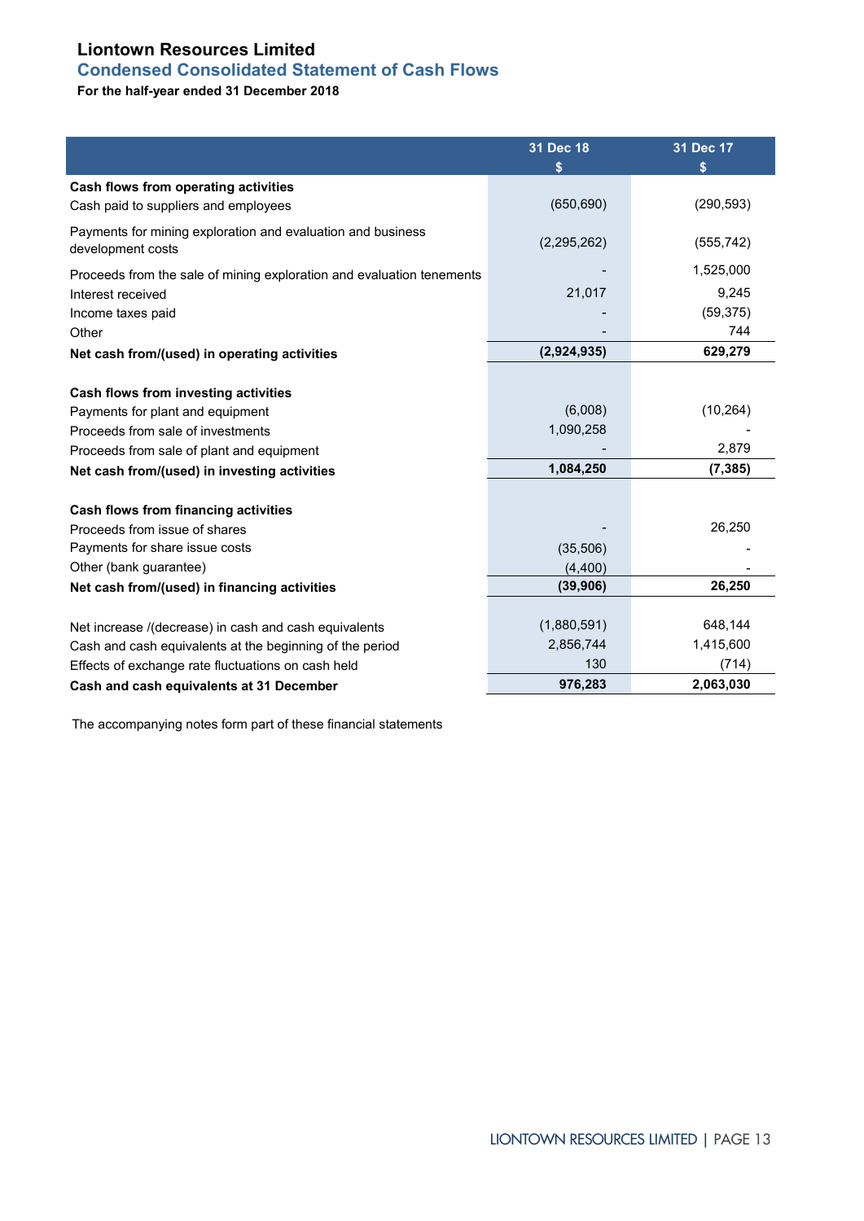# Liontown Resources Limited

## Condensed Consolidated Statement of Cash Flows

**For the half-year ended 31 December 2018**

| | 31 Dec 18<br>$ | 31 Dec 17<br>$ |
|---|---|---|
| **Cash flows from operating activities** | | |
| Cash paid to suppliers and employees | (650,690) | (290,593) |
| Payments for mining exploration and evaluation and business development costs | (2,295,262) | (555,742) |
| Proceeds from the sale of mining exploration and evaluation tenements | - | 1,525,000 |
| Interest received | 21,017 | 9,245 |
| Income taxes paid | - | (59,375) |
| Other | - | 744 |
| **Net cash from/(used) in operating activities** | **(2,924,935)** | **629,279** |
| | | |
| **Cash flows from investing activities** | | |
| Payments for plant and equipment | (6,008) | (10,264) |
| Proceeds from sale of investments | 1,090,258 | - |
| Proceeds from sale of plant and equipment | - | 2,879 |
| **Net cash from/(used) in investing activities** | **1,084,250** | **(7,385)** |
| | | |
| **Cash flows from financing activities** | | |
| Proceeds from issue of shares | - | 26,250 |
| Payments for share issue costs | (35,506) | - |
| Other (bank guarantee) | (4,400) | - |
| **Net cash from/(used) in financing activities** | **(39,906)** | **26,250** |
| | | |
| Net increase /(decrease) in cash and cash equivalents | (1,880,591) | 648,144 |
| Cash and cash equivalents at the beginning of the period | 2,856,744 | 1,415,600 |
| Effects of exchange rate fluctuations on cash held | 130 | (714) |
| **Cash and cash equivalents at 31 December** | **976,283** | **2,063,030** |

The accompanying notes form part of these financial statements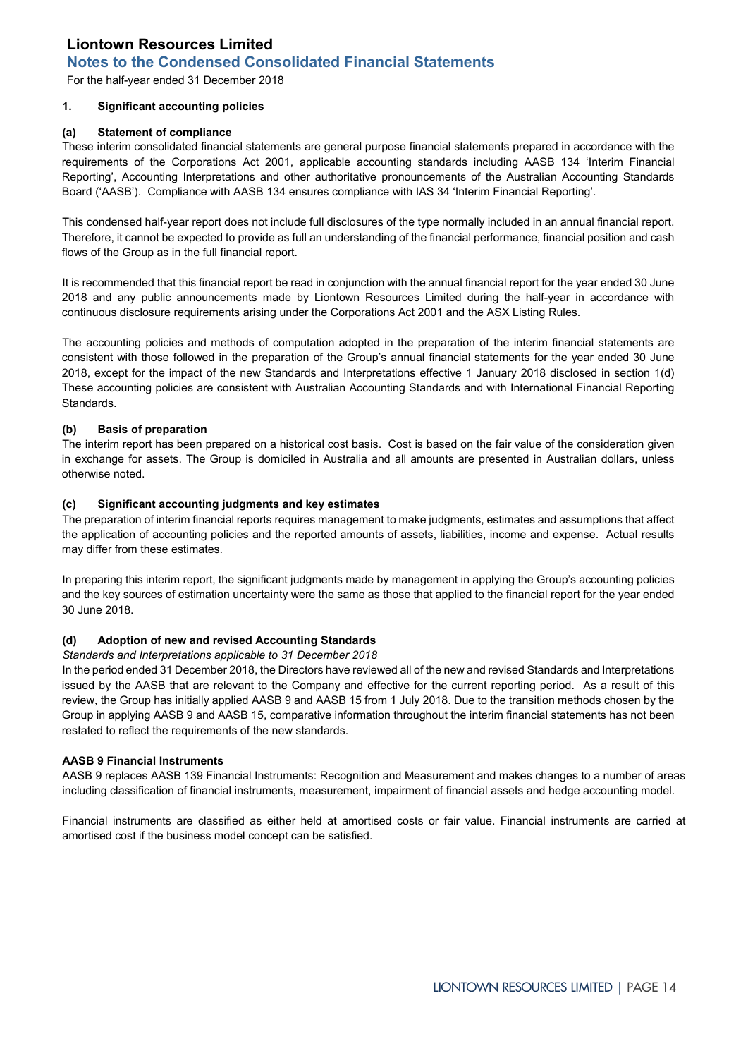# Liontown Resources Limited

## Notes to the Condensed Consolidated Financial Statements

For the half-year ended 31 December 2018

### 1. Significant accounting policies

#### (a) Statement of compliance

These interim consolidated financial statements are general purpose financial statements prepared in accordance with the requirements of the Corporations Act 2001, applicable accounting standards including AASB 134 'Interim Financial Reporting', Accounting Interpretations and other authoritative pronouncements of the Australian Accounting Standards Board ('AASB'). Compliance with AASB 134 ensures compliance with IAS 34 'Interim Financial Reporting'.

This condensed half-year report does not include full disclosures of the type normally included in an annual financial report. Therefore, it cannot be expected to provide as full an understanding of the financial performance, financial position and cash flows of the Group as in the full financial report.

It is recommended that this financial report be read in conjunction with the annual financial report for the year ended 30 June 2018 and any public announcements made by Liontown Resources Limited during the half-year in accordance with continuous disclosure requirements arising under the Corporations Act 2001 and the ASX Listing Rules.

The accounting policies and methods of computation adopted in the preparation of the interim financial statements are consistent with those followed in the preparation of the Group's annual financial statements for the year ended 30 June 2018, except for the impact of the new Standards and Interpretations effective 1 January 2018 disclosed in section 1(d) These accounting policies are consistent with Australian Accounting Standards and with International Financial Reporting Standards.

#### (b) Basis of preparation

The interim report has been prepared on a historical cost basis. Cost is based on the fair value of the consideration given in exchange for assets. The Group is domiciled in Australia and all amounts are presented in Australian dollars, unless otherwise noted.

#### (c) Significant accounting judgments and key estimates

The preparation of interim financial reports requires management to make judgments, estimates and assumptions that affect the application of accounting policies and the reported amounts of assets, liabilities, income and expense. Actual results may differ from these estimates.

In preparing this interim report, the significant judgments made by management in applying the Group's accounting policies and the key sources of estimation uncertainty were the same as those that applied to the financial report for the year ended 30 June 2018.

#### (d) Adoption of new and revised Accounting Standards

*Standards and Interpretations applicable to 31 December 2018*

In the period ended 31 December 2018, the Directors have reviewed all of the new and revised Standards and Interpretations issued by the AASB that are relevant to the Company and effective for the current reporting period. As a result of this review, the Group has initially applied AASB 9 and AASB 15 from 1 July 2018. Due to the transition methods chosen by the Group in applying AASB 9 and AASB 15, comparative information throughout the interim financial statements has not been restated to reflect the requirements of the new standards.

**AASB 9 Financial Instruments**

AASB 9 replaces AASB 139 Financial Instruments: Recognition and Measurement and makes changes to a number of areas including classification of financial instruments, measurement, impairment of financial assets and hedge accounting model.

Financial instruments are classified as either held at amortised costs or fair value. Financial instruments are carried at amortised cost if the business model concept can be satisfied.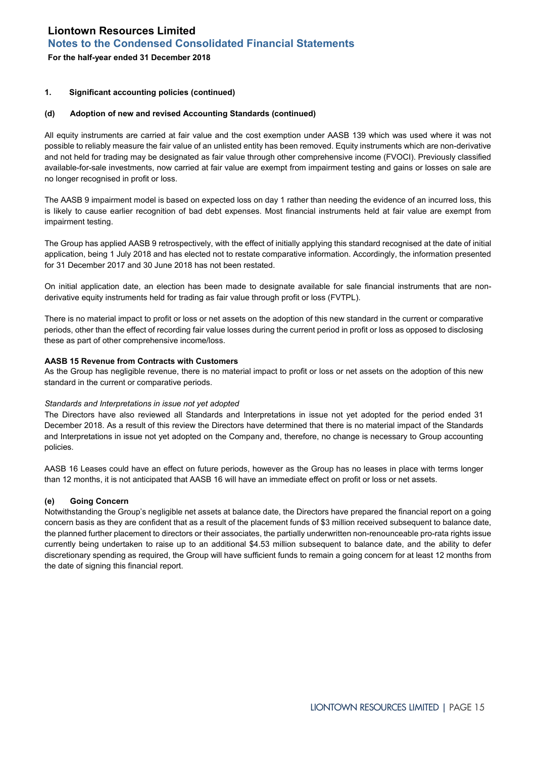### 1. Significant accounting policies (continued)

#### (d) Adoption of new and revised Accounting Standards (continued)

All equity instruments are carried at fair value and the cost exemption under AASB 139 which was used where it was not possible to reliably measure the fair value of an unlisted entity has been removed. Equity instruments which are non-derivative and not held for trading may be designated as fair value through other comprehensive income (FVOCI). Previously classified available-for-sale investments, now carried at fair value are exempt from impairment testing and gains or losses on sale are no longer recognised in profit or loss.

The AASB 9 impairment model is based on expected loss on day 1 rather than needing the evidence of an incurred loss, this is likely to cause earlier recognition of bad debt expenses. Most financial instruments held at fair value are exempt from impairment testing.

The Group has applied AASB 9 retrospectively, with the effect of initially applying this standard recognised at the date of initial application, being 1 July 2018 and has elected not to restate comparative information. Accordingly, the information presented for 31 December 2017 and 30 June 2018 has not been restated.

On initial application date, an election has been made to designate available for sale financial instruments that are non-derivative equity instruments held for trading as fair value through profit or loss (FVTPL).

There is no material impact to profit or loss or net assets on the adoption of this new standard in the current or comparative periods, other than the effect of recording fair value losses during the current period in profit or loss as opposed to disclosing these as part of other comprehensive income/loss.

**AASB 15 Revenue from Contracts with Customers**

As the Group has negligible revenue, there is no material impact to profit or loss or net assets on the adoption of this new standard in the current or comparative periods.

*Standards and Interpretations in issue not yet adopted*

The Directors have also reviewed all Standards and Interpretations in issue not yet adopted for the period ended 31 December 2018. As a result of this review the Directors have determined that there is no material impact of the Standards and Interpretations in issue not yet adopted on the Company and, therefore, no change is necessary to Group accounting policies.

AASB 16 Leases could have an effect on future periods, however as the Group has no leases in place with terms longer than 12 months, it is not anticipated that AASB 16 will have an immediate effect on profit or loss or net assets.

#### (e) Going Concern

Notwithstanding the Group's negligible net assets at balance date, the Directors have prepared the financial report on a going concern basis as they are confident that as a result of the placement funds of $3 million received subsequent to balance date, the planned further placement to directors or their associates, the partially underwritten non-renounceable pro-rata rights issue currently being undertaken to raise up to an additional $4.53 million subsequent to balance date, and the ability to defer discretionary spending as required, the Group will have sufficient funds to remain a going concern for at least 12 months from the date of signing this financial report.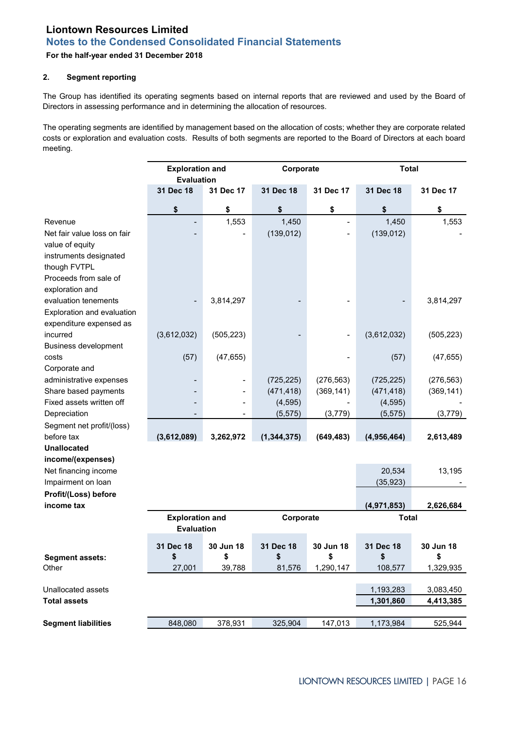**Liontown Resources Limited**

**Notes to the Condensed Consolidated Financial Statements**

**For the half-year ended 31 December 2018**

## 2. Segment reporting

The Group has identified its operating segments based on internal reports that are reviewed and used by the Board of Directors in assessing performance and in determining the allocation of resources.

The operating segments are identified by management based on the allocation of costs; whether they are corporate related costs or exploration and evaluation costs. Results of both segments are reported to the Board of Directors at each board meeting.

| | Exploration and Evaluation | | Corporate | | Total | |
|---|---|---|---|---|---|---|
| | 31 Dec 18 | 31 Dec 17 | 31 Dec 18 | 31 Dec 17 | 31 Dec 18 | 31 Dec 17 |
| | $ | $ | $ | $ | $ | $ |
| Revenue | - | 1,553 | 1,450 | - | 1,450 | 1,553 |
| Net fair value loss on fair value of equity instruments designated though FVTPL | - | - | (139,012) | - | (139,012) | - |
| Proceeds from sale of exploration and evaluation tenements | - | 3,814,297 | - | - | - | 3,814,297 |
| Exploration and evaluation expenditure expensed as incurred | (3,612,032) | (505,223) | - | - | (3,612,032) | (505,223) |
| Business development costs | (57) | (47,655) | | - | (57) | (47,655) |
| Corporate and administrative expenses | - | - | (725,225) | (276,563) | (725,225) | (276,563) |
| Share based payments | - | - | (471,418) | (369,141) | (471,418) | (369,141) |
| Fixed assets written off | - | - | (4,595) | - | (4,595) | - |
| Depreciation | - | - | (5,575) | (3,779) | (5,575) | (3,779) |
| Segment net profit/(loss) before tax | **(3,612,089)** | **3,262,972** | **(1,344,375)** | **(649,483)** | **(4,956,464)** | **2,613,489** |
| **Unallocated income/(expenses)** | | | | | | |
| Net financing income | | | | | 20,534 | 13,195 |
| Impairment on loan | | | | | (35,923) | - |
| **Profit/(Loss) before income tax** | | | | | **(4,971,853)** | **2,626,684** |

| | Exploration and Evaluation | | Corporate | | Total | |
|---|---|---|---|---|---|---|
| | 31 Dec 18 | 30 Jun 18 | 31 Dec 18 | 30 Jun 18 | 31 Dec 18 | 30 Jun 18 |
| **Segment assets:** | $ | $ | $ | $ | $ | $ |
| Other | 27,001 | 39,788 | 81,576 | 1,290,147 | 108,577 | 1,329,935 |
| Unallocated assets | | | | | 1,193,283 | 3,083,450 |
| **Total assets** | | | | | **1,301,860** | **4,413,385** |
| **Segment liabilities** | 848,080 | 378,931 | 325,904 | 147,013 | 1,173,984 | 525,944 |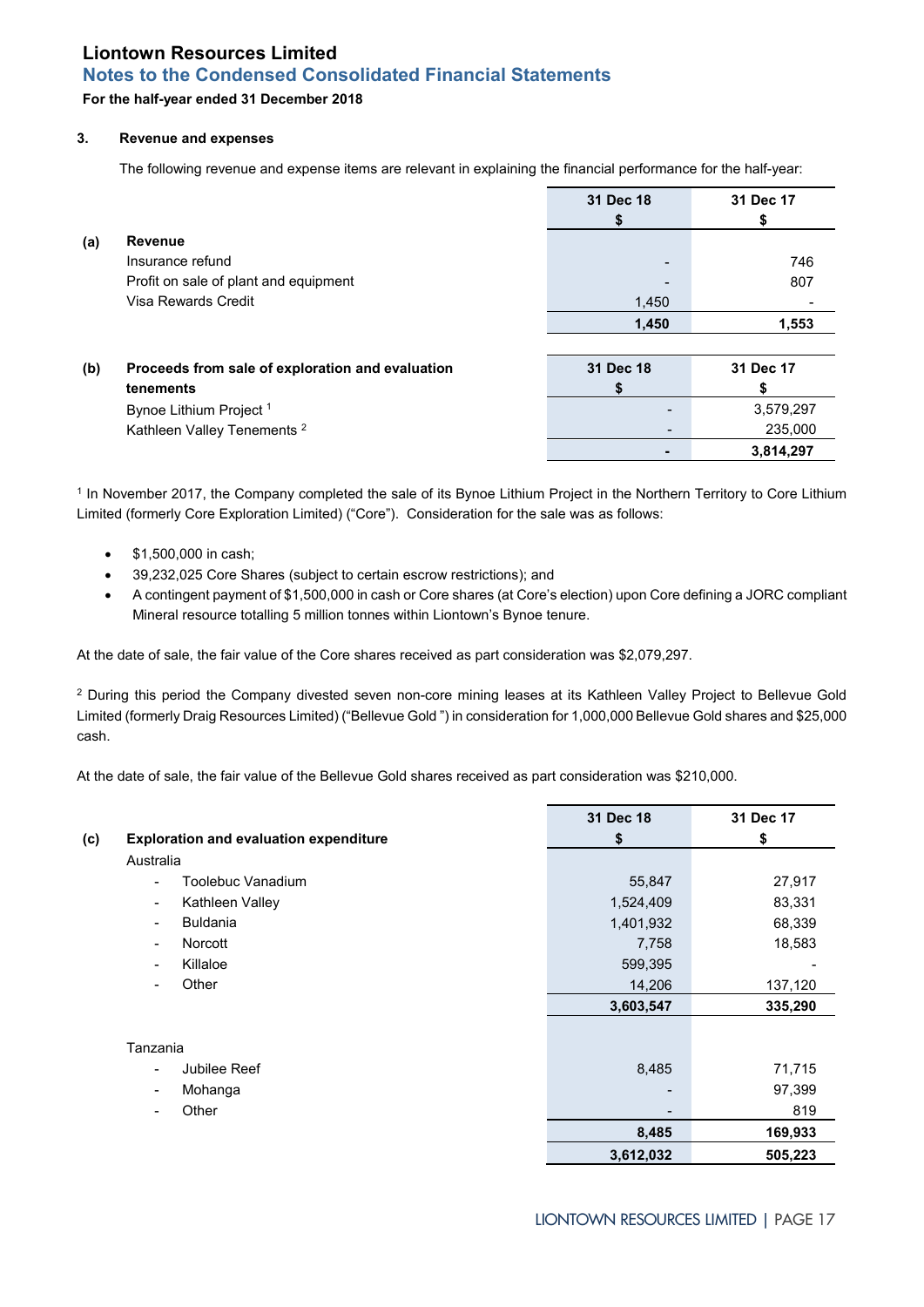# Liontown Resources Limited

## Notes to the Condensed Consolidated Financial Statements

**For the half-year ended 31 December 2018**

### 3. Revenue and expenses

The following revenue and expense items are relevant in explaining the financial performance for the half-year:

| | | 31 Dec 18 $ | 31 Dec 17 $ |
|---|---|---|---|
| **(a)** | **Revenue** | | |
| | Insurance refund | - | 746 |
| | Profit on sale of plant and equipment | - | 807 |
| | Visa Rewards Credit | 1,450 | - |
| | | **1,450** | **1,553** |

| | | 31 Dec 18 $ | 31 Dec 17 $ |
|---|---|---|---|
| **(b)** | **Proceeds from sale of exploration and evaluation tenements** | | |
| | Bynoe Lithium Project [1] | - | 3,579,297 |
| | Kathleen Valley Tenements [2] | - | 235,000 |
| | | **-** | **3,814,297** |

[1] In November 2017, the Company completed the sale of its Bynoe Lithium Project in the Northern Territory to Core Lithium Limited (formerly Core Exploration Limited) ("Core"). Consideration for the sale was as follows:

- $1,500,000 in cash;
- 39,232,025 Core Shares (subject to certain escrow restrictions); and
- A contingent payment of $1,500,000 in cash or Core shares (at Core's election) upon Core defining a JORC compliant Mineral resource totalling 5 million tonnes within Liontown's Bynoe tenure.

At the date of sale, the fair value of the Core shares received as part consideration was $2,079,297.

[2] During this period the Company divested seven non-core mining leases at its Kathleen Valley Project to Bellevue Gold Limited (formerly Draig Resources Limited) ("Bellevue Gold ") in consideration for 1,000,000 Bellevue Gold shares and $25,000 cash.

At the date of sale, the fair value of the Bellevue Gold shares received as part consideration was $210,000.

| | | 31 Dec 18 $ | 31 Dec 17 $ |
|---|---|---|---|
| **(c)** | **Exploration and evaluation expenditure** | | |
| | Australia | | |
| | - Toolebuc Vanadium | 55,847 | 27,917 |
| | - Kathleen Valley | 1,524,409 | 83,331 |
| | - Buldania | 1,401,932 | 68,339 |
| | - Norcott | 7,758 | 18,583 |
| | - Killaloe | 599,395 | - |
| | - Other | 14,206 | 137,120 |
| | | **3,603,547** | **335,290** |
| | Tanzania | | |
| | - Jubilee Reef | 8,485 | 71,715 |
| | - Mohanga | - | 97,399 |
| | - Other | - | 819 |
| | | **8,485** | **169,933** |
| | | **3,612,032** | **505,223** |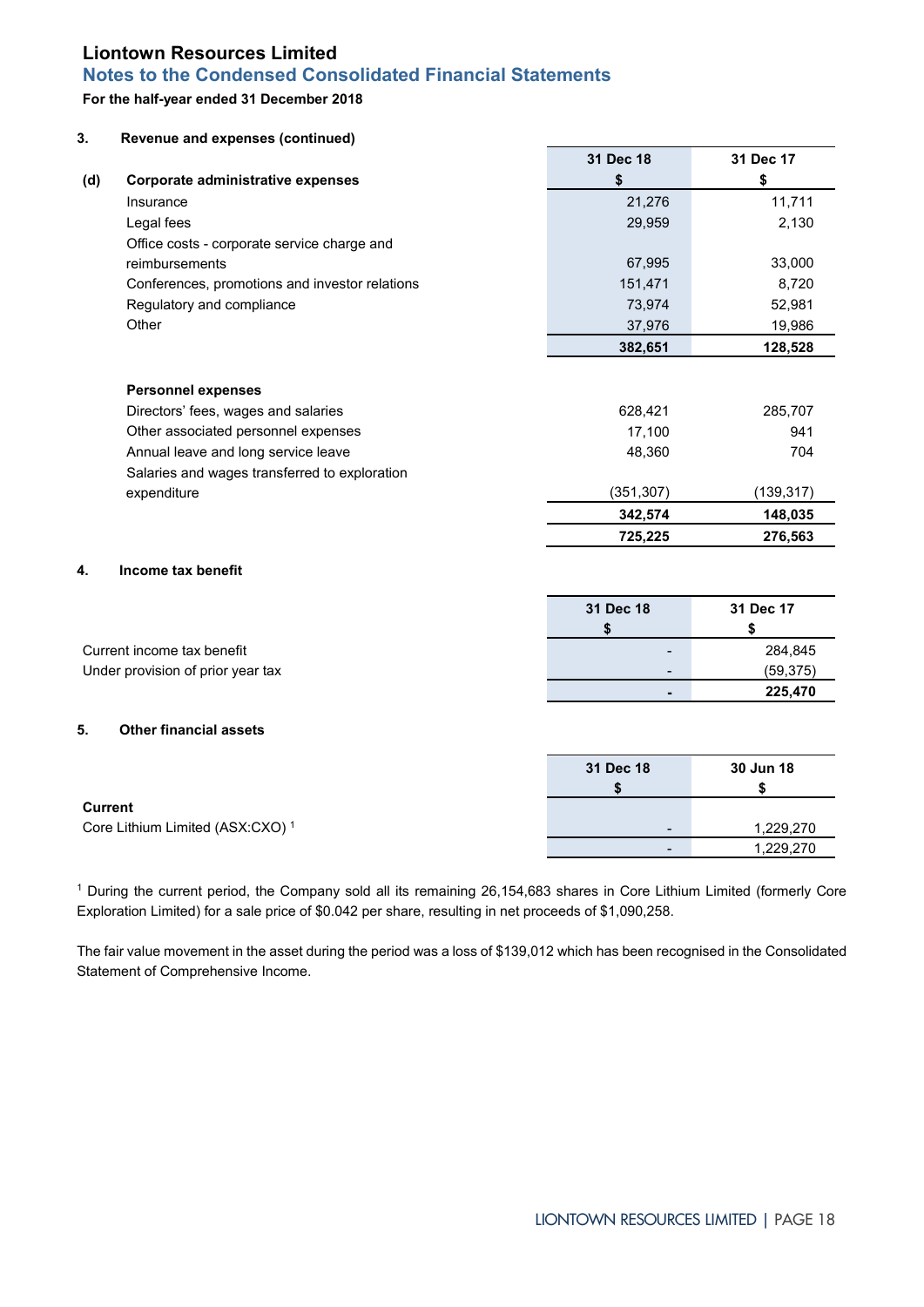# Liontown Resources Limited

## Notes to the Condensed Consolidated Financial Statements

**For the half-year ended 31 December 2018**

### 3. Revenue and expenses (continued)

| | 31 Dec 18 $ | 31 Dec 17 $ |
|---|---|---|
| **(d) Corporate administrative expenses** | | |
| Insurance | 21,276 | 11,711 |
| Legal fees | 29,959 | 2,130 |
| Office costs - corporate service charge and reimbursements | 67,995 | 33,000 |
| Conferences, promotions and investor relations | 151,471 | 8,720 |
| Regulatory and compliance | 73,974 | 52,981 |
| Other | 37,976 | 19,986 |
| | **382,651** | **128,528** |
| **Personnel expenses** | | |
| Directors' fees, wages and salaries | 628,421 | 285,707 |
| Other associated personnel expenses | 17,100 | 941 |
| Annual leave and long service leave | 48,360 | 704 |
| Salaries and wages transferred to exploration expenditure | (351,307) | (139,317) |
| | **342,574** | **148,035** |
| | **725,225** | **276,563** |

### 4. Income tax benefit

| | 31 Dec 18 $ | 31 Dec 17 $ |
|---|---|---|
| Current income tax benefit | - | 284,845 |
| Under provision of prior year tax | - | (59,375) |
| | **-** | **225,470** |

### 5. Other financial assets

| | 31 Dec 18 $ | 30 Jun 18 $ |
|---|---|---|
| **Current** | | |
| Core Lithium Limited (ASX:CXO) [1] | - | 1,229,270 |
| | - | 1,229,270 |

[1] During the current period, the Company sold all its remaining 26,154,683 shares in Core Lithium Limited (formerly Core Exploration Limited) for a sale price of $0.042 per share, resulting in net proceeds of $1,090,258.

The fair value movement in the asset during the period was a loss of $139,012 which has been recognised in the Consolidated Statement of Comprehensive Income.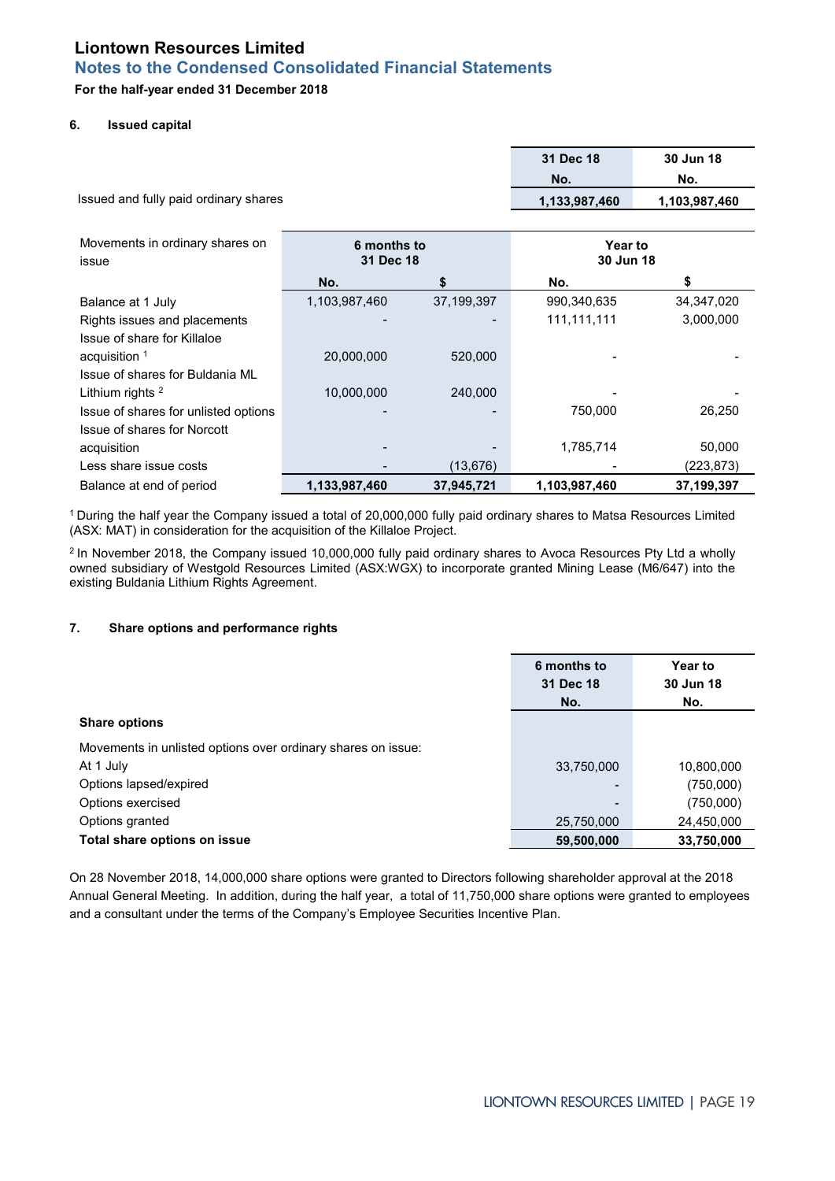# Liontown Resources Limited

## Notes to the Condensed Consolidated Financial Statements

**For the half-year ended 31 December 2018**

### 6. Issued capital

| | 31 Dec 18 No. | 30 Jun 18 No. |
|---|---|---|
| Issued and fully paid ordinary shares | **1,133,987,460** | **1,103,987,460** |

| Movements in ordinary shares on issue | 6 months to 31 Dec 18 | | Year to 30 Jun 18 | |
|---|---|---|---|---|
| | No. | $ | No. | $ |
| Balance at 1 July | 1,103,987,460 | 37,199,397 | 990,340,635 | 34,347,020 |
| Rights issues and placements | - | - | 111,111,111 | 3,000,000 |
| Issue of share for Killaloe acquisition [1] | 20,000,000 | 520,000 | - | - |
| Issue of shares for Buldania ML Lithium rights [2] | 10,000,000 | 240,000 | - | - |
| Issue of shares for unlisted options | - | - | 750,000 | 26,250 |
| Issue of shares for Norcott acquisition | - | - | 1,785,714 | 50,000 |
| Less share issue costs | - | (13,676) | - | (223,873) |
| Balance at end of period | **1,133,987,460** | **37,945,721** | **1,103,987,460** | **37,199,397** |

[1] During the half year the Company issued a total of 20,000,000 fully paid ordinary shares to Matsa Resources Limited (ASX: MAT) in consideration for the acquisition of the Killaloe Project.

[2] In November 2018, the Company issued 10,000,000 fully paid ordinary shares to Avoca Resources Pty Ltd a wholly owned subsidiary of Westgold Resources Limited (ASX:WGX) to incorporate granted Mining Lease (M6/647) into the existing Buldania Lithium Rights Agreement.

### 7. Share options and performance rights

| | 6 months to 31 Dec 18 No. | Year to 30 Jun 18 No. |
|---|---|---|
| **Share options** | | |
| Movements in unlisted options over ordinary shares on issue: | | |
| At 1 July | 33,750,000 | 10,800,000 |
| Options lapsed/expired | - | (750,000) |
| Options exercised | - | (750,000) |
| Options granted | 25,750,000 | 24,450,000 |
| **Total share options on issue** | **59,500,000** | **33,750,000** |

On 28 November 2018, 14,000,000 share options were granted to Directors following shareholder approval at the 2018 Annual General Meeting. In addition, during the half year, a total of 11,750,000 share options were granted to employees and a consultant under the terms of the Company's Employee Securities Incentive Plan.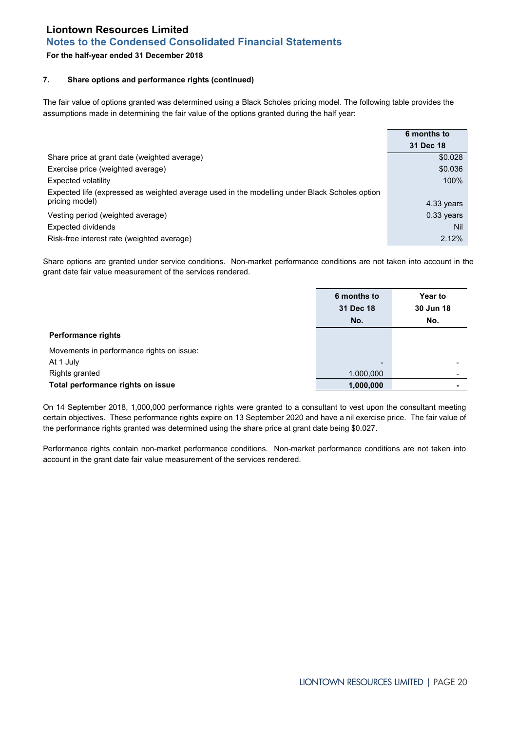### 7. Share options and performance rights (continued)

The fair value of options granted was determined using a Black Scholes pricing model. The following table provides the assumptions made in determining the fair value of the options granted during the half year:

| | 6 months to 31 Dec 18 |
|---|---|
| Share price at grant date (weighted average) | $0.028 |
| Exercise price (weighted average) | $0.036 |
| Expected volatility | 100% |
| Expected life (expressed as weighted average used in the modelling under Black Scholes option pricing model) | 4.33 years |
| Vesting period (weighted average) | 0.33 years |
| Expected dividends | Nil |
| Risk-free interest rate (weighted average) | 2.12% |

Share options are granted under service conditions. Non-market performance conditions are not taken into account in the grant date fair value measurement of the services rendered.

| | 6 months to 31 Dec 18 No. | Year to 30 Jun 18 No. |
|---|---|---|
| **Performance rights** | | |
| Movements in performance rights on issue: | | |
| At 1 July | - | - |
| Rights granted | 1,000,000 | - |
| **Total performance rights on issue** | **1,000,000** | **-** |

On 14 September 2018, 1,000,000 performance rights were granted to a consultant to vest upon the consultant meeting certain objectives. These performance rights expire on 13 September 2020 and have a nil exercise price. The fair value of the performance rights granted was determined using the share price at grant date being $0.027.

Performance rights contain non-market performance conditions. Non-market performance conditions are not taken into account in the grant date fair value measurement of the services rendered.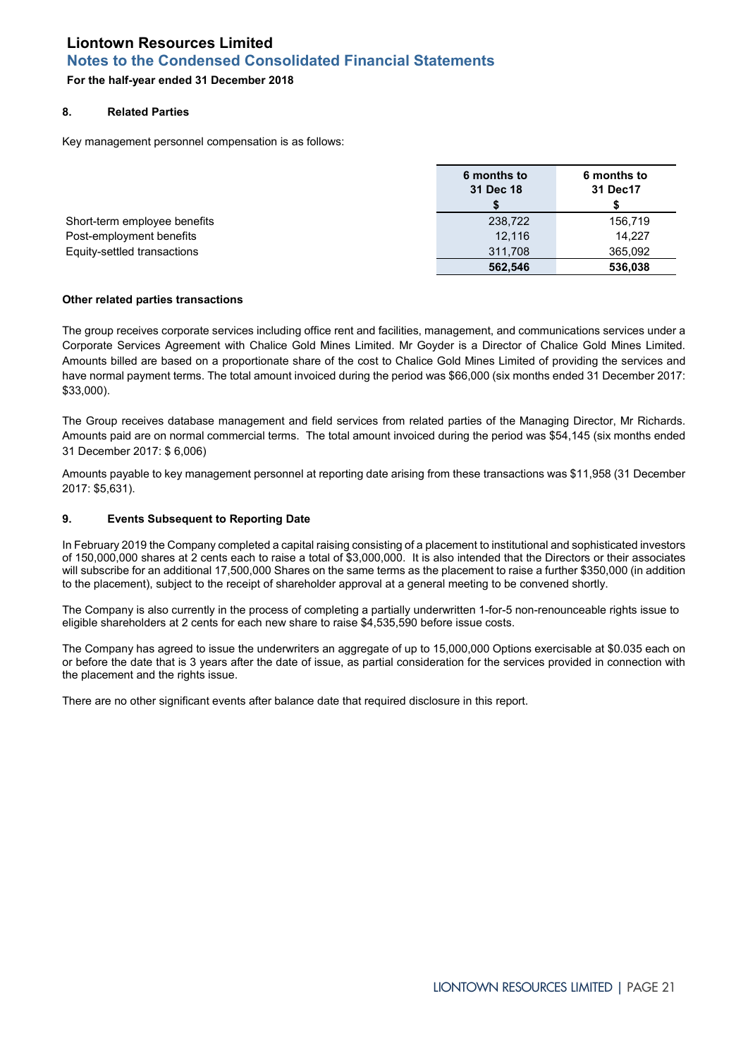# Liontown Resources Limited
## Notes to the Condensed Consolidated Financial Statements
**For the half-year ended 31 December 2018**

### 8. Related Parties

Key management personnel compensation is as follows:

| | 6 months to 31 Dec 18 $ | 6 months to 31 Dec17 $ |
|---|---|---|
| Short-term employee benefits | 238,722 | 156,719 |
| Post-employment benefits | 12,116 | 14,227 |
| Equity-settled transactions | 311,708 | 365,092 |
| | **562,546** | **536,038** |

**Other related parties transactions**

The group receives corporate services including office rent and facilities, management, and communications services under a Corporate Services Agreement with Chalice Gold Mines Limited. Mr Goyder is a Director of Chalice Gold Mines Limited. Amounts billed are based on a proportionate share of the cost to Chalice Gold Mines Limited of providing the services and have normal payment terms. The total amount invoiced during the period was $66,000 (six months ended 31 December 2017: $33,000).

The Group receives database management and field services from related parties of the Managing Director, Mr Richards. Amounts paid are on normal commercial terms. The total amount invoiced during the period was $54,145 (six months ended 31 December 2017: $ 6,006)

Amounts payable to key management personnel at reporting date arising from these transactions was $11,958 (31 December 2017: $5,631).

### 9. Events Subsequent to Reporting Date

In February 2019 the Company completed a capital raising consisting of a placement to institutional and sophisticated investors of 150,000,000 shares at 2 cents each to raise a total of $3,000,000. It is also intended that the Directors or their associates will subscribe for an additional 17,500,000 Shares on the same terms as the placement to raise a further $350,000 (in addition to the placement), subject to the receipt of shareholder approval at a general meeting to be convened shortly.

The Company is also currently in the process of completing a partially underwritten 1-for-5 non-renounceable rights issue to eligible shareholders at 2 cents for each new share to raise $4,535,590 before issue costs.

The Company has agreed to issue the underwriters an aggregate of up to 15,000,000 Options exercisable at $0.035 each on or before the date that is 3 years after the date of issue, as partial consideration for the services provided in connection with the placement and the rights issue.

There are no other significant events after balance date that required disclosure in this report.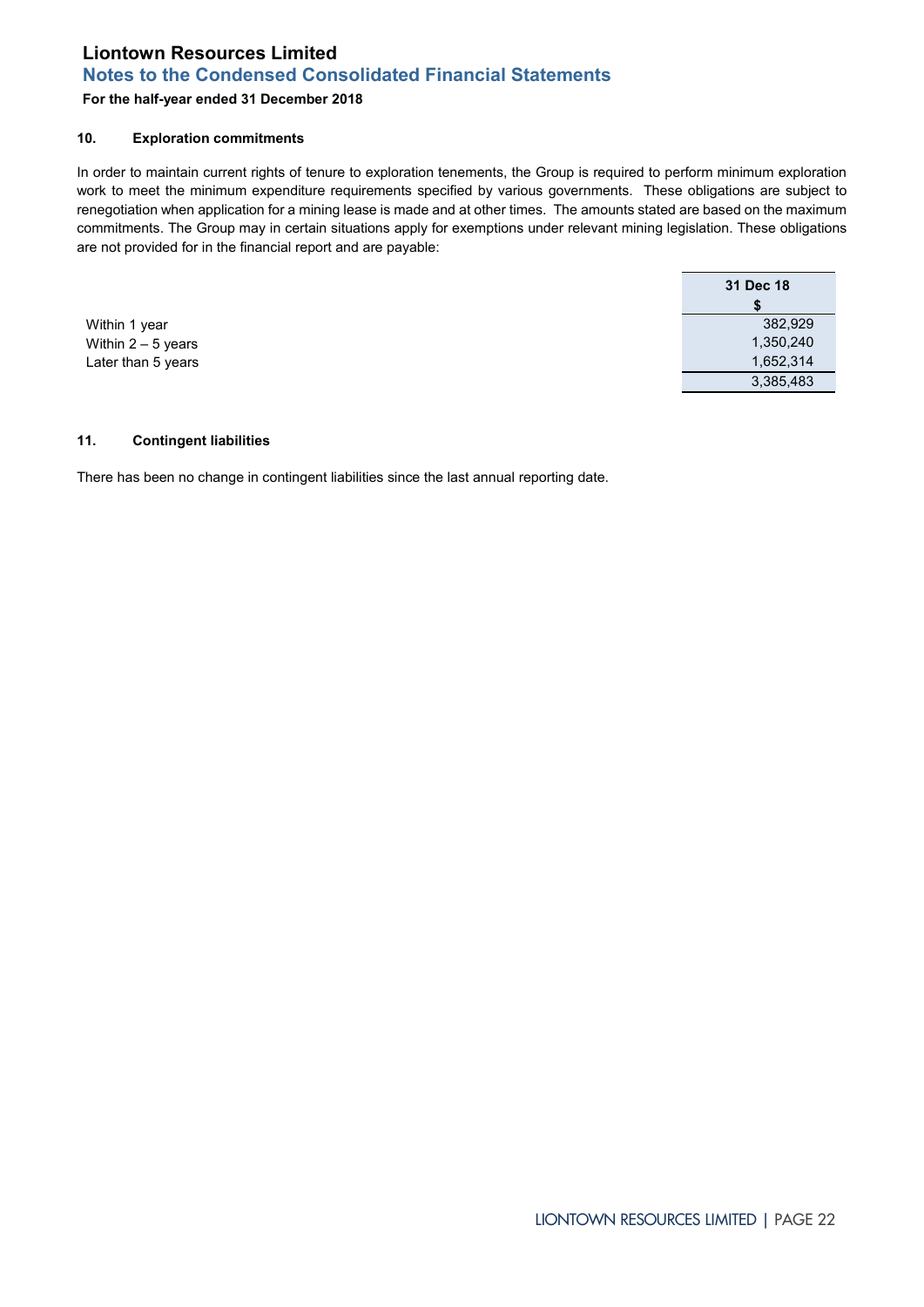**Liontown Resources Limited**

**Notes to the Condensed Consolidated Financial Statements**

**For the half-year ended 31 December 2018**

#### 10. Exploration commitments

In order to maintain current rights of tenure to exploration tenements, the Group is required to perform minimum exploration work to meet the minimum expenditure requirements specified by various governments. These obligations are subject to renegotiation when application for a mining lease is made and at other times. The amounts stated are based on the maximum commitments. The Group may in certain situations apply for exemptions under relevant mining legislation. These obligations are not provided for in the financial report and are payable:

| | 31 Dec 18<br>$ |
|---|---|
| Within 1 year | 382,929 |
| Within 2 – 5 years | 1,350,240 |
| Later than 5 years | 1,652,314 |
| | 3,385,483 |

#### 11. Contingent liabilities

There has been no change in contingent liabilities since the last annual reporting date.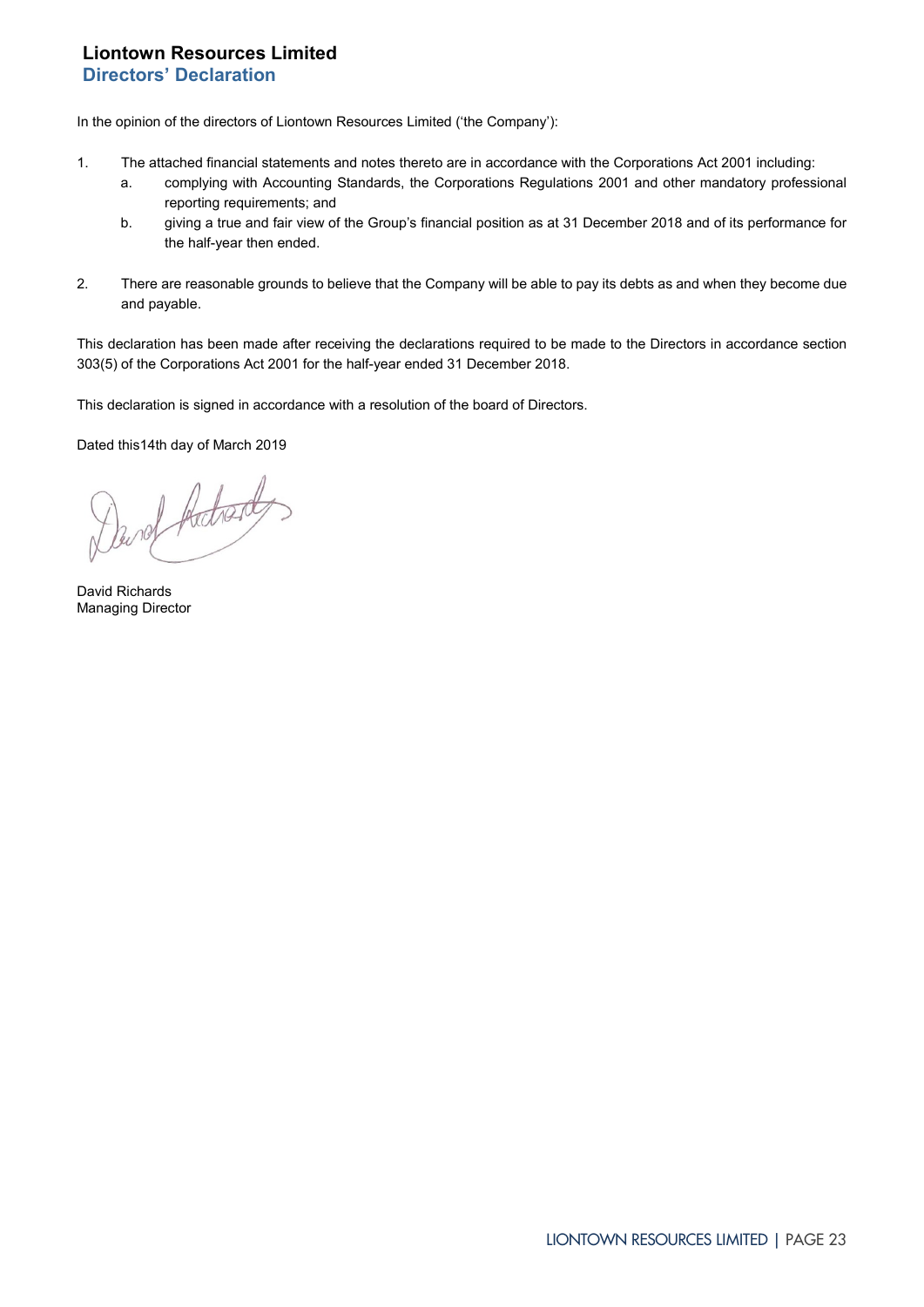# Liontown Resources Limited

## Directors' Declaration

In the opinion of the directors of Liontown Resources Limited ('the Company'):

1. The attached financial statements and notes thereto are in accordance with the Corporations Act 2001 including:
   a. complying with Accounting Standards, the Corporations Regulations 2001 and other mandatory professional reporting requirements; and
   b. giving a true and fair view of the Group's financial position as at 31 December 2018 and of its performance for the half-year then ended.

2. There are reasonable grounds to believe that the Company will be able to pay its debts as and when they become due and payable.

This declaration has been made after receiving the declarations required to be made to the Directors in accordance section 303(5) of the Corporations Act 2001 for the half-year ended 31 December 2018.

This declaration is signed in accordance with a resolution of the board of Directors.

Dated this14th day of March 2019

David Richards
Managing Director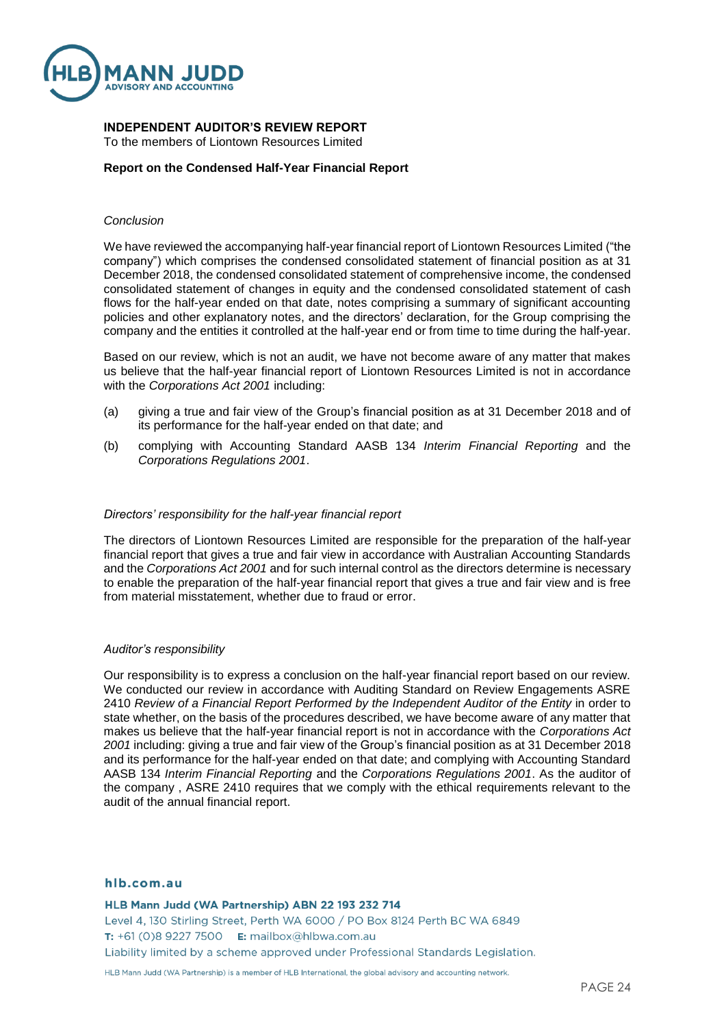**INDEPENDENT AUDITOR'S REVIEW REPORT**

To the members of Liontown Resources Limited

**Report on the Condensed Half-Year Financial Report**

*Conclusion*

We have reviewed the accompanying half-year financial report of Liontown Resources Limited ("the company") which comprises the condensed consolidated statement of financial position as at 31 December 2018, the condensed consolidated statement of comprehensive income, the condensed consolidated statement of changes in equity and the condensed consolidated statement of cash flows for the half-year ended on that date, notes comprising a summary of significant accounting policies and other explanatory notes, and the directors' declaration, for the Group comprising the company and the entities it controlled at the half-year end or from time to time during the half-year.

Based on our review, which is not an audit, we have not become aware of any matter that makes us believe that the half-year financial report of Liontown Resources Limited is not in accordance with the *Corporations Act 2001* including:

(a) giving a true and fair view of the Group's financial position as at 31 December 2018 and of its performance for the half-year ended on that date; and

(b) complying with Accounting Standard AASB 134 *Interim Financial Reporting* and the *Corporations Regulations 2001*.

*Directors' responsibility for the half-year financial report*

The directors of Liontown Resources Limited are responsible for the preparation of the half-year financial report that gives a true and fair view in accordance with Australian Accounting Standards and the *Corporations Act 2001* and for such internal control as the directors determine is necessary to enable the preparation of the half-year financial report that gives a true and fair view and is free from material misstatement, whether due to fraud or error.

*Auditor's responsibility*

Our responsibility is to express a conclusion on the half-year financial report based on our review. We conducted our review in accordance with Auditing Standard on Review Engagements ASRE 2410 *Review of a Financial Report Performed by the Independent Auditor of the Entity* in order to state whether, on the basis of the procedures described, we have become aware of any matter that makes us believe that the half-year financial report is not in accordance with the *Corporations Act 2001* including: giving a true and fair view of the Group's financial position as at 31 December 2018 and its performance for the half-year ended on that date; and complying with Accounting Standard AASB 134 *Interim Financial Reporting* and the *Corporations Regulations 2001*. As the auditor of the company , ASRE 2410 requires that we comply with the ethical requirements relevant to the audit of the annual financial report.

**hlb.com.au**

**HLB Mann Judd (WA Partnership) ABN 22 193 232 714**
Level 4, 130 Stirling Street, Perth WA 6000 / PO Box 8124 Perth BC WA 6849
**T:** +61 (0)8 9227 7500 **E:** mailbox@hlbwa.com.au
Liability limited by a scheme approved under Professional Standards Legislation.

HLB Mann Judd (WA Partnership) is a member of HLB International, the global advisory and accounting network.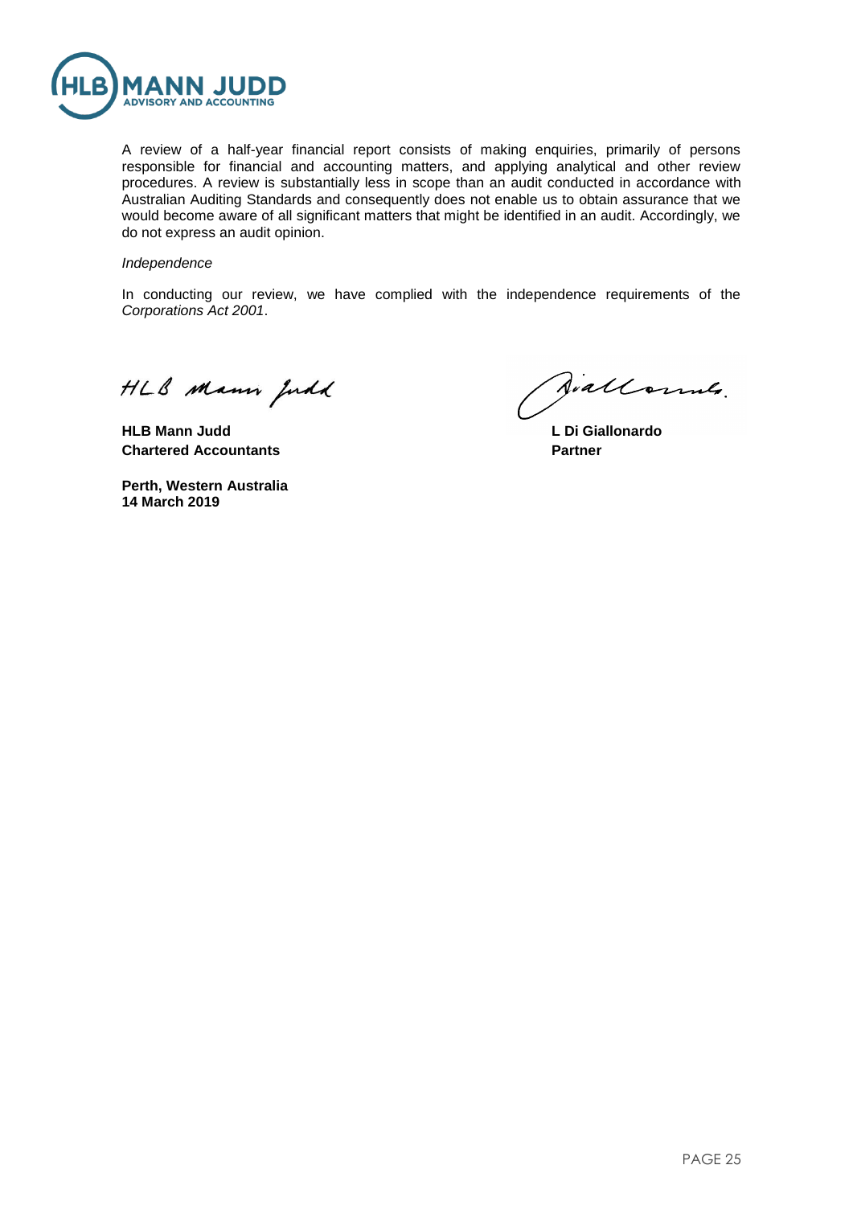A review of a half-year financial report consists of making enquiries, primarily of persons responsible for financial and accounting matters, and applying analytical and other review procedures. A review is substantially less in scope than an audit conducted in accordance with Australian Auditing Standards and consequently does not enable us to obtain assurance that we would become aware of all significant matters that might be identified in an audit. Accordingly, we do not express an audit opinion.

*Independence*

In conducting our review, we have complied with the independence requirements of the *Corporations Act 2001*.

**HLB Mann Judd**
**Chartered Accountants**

**L Di Giallonardo**
**Partner**

**Perth, Western Australia**
**14 March 2019**